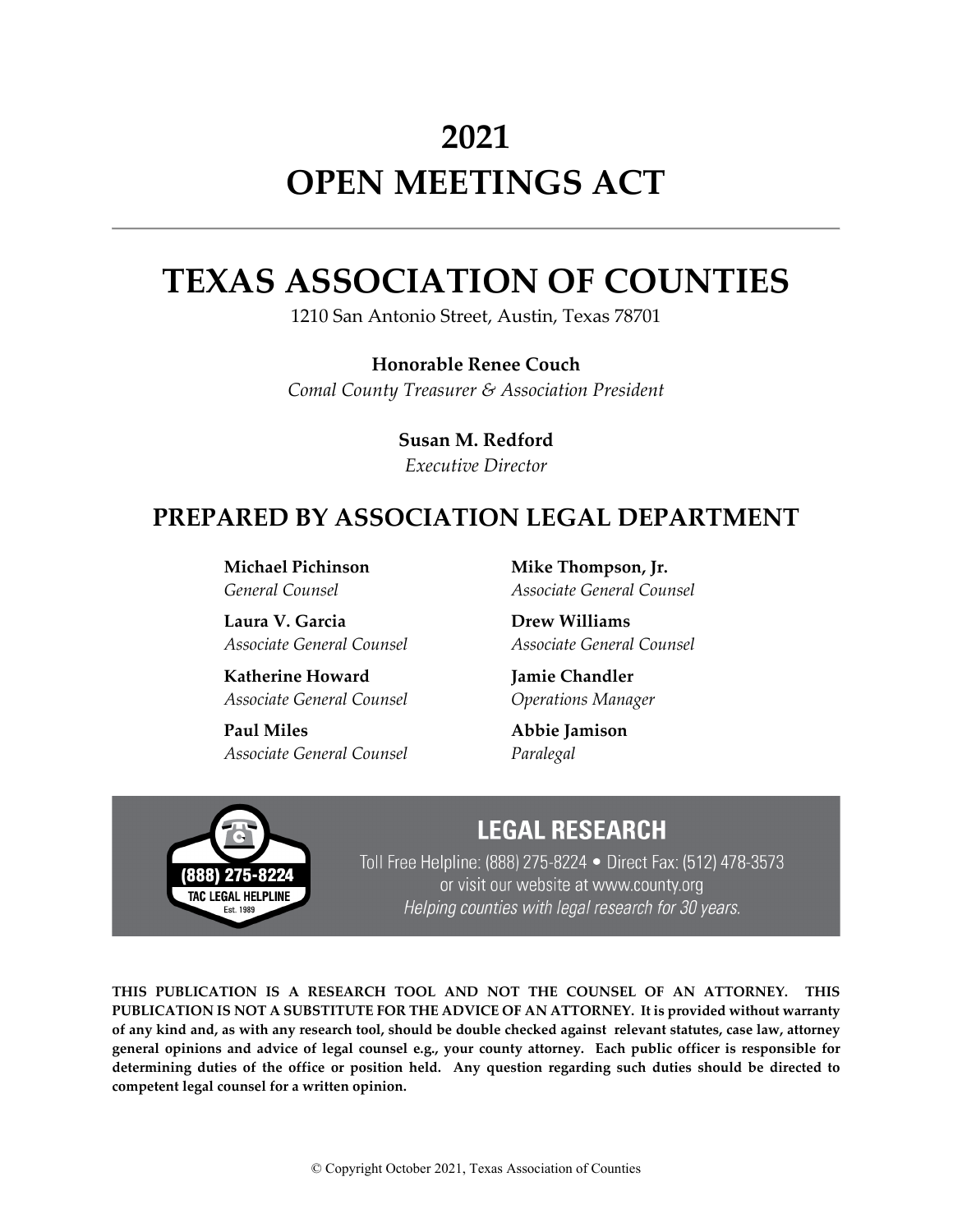# 2021

# OPEN MEETINGS ACT

---

# TEXAS ASSOCIATION OF COUNTIES

1210 San Antonio Street, Austin, Texas 78701

**Honorable Renee Couch**
*Comal County Treasurer & Association President*

**Susan M. Redford**
*Executive Director*

## PREPARED BY ASSOCIATION LEGAL DEPARTMENT

**Michael Pichinson**
*General Counsel*

**Laura V. Garcia**
*Associate General Counsel*

**Katherine Howard**
*Associate General Counsel*

**Paul Miles**
*Associate General Counsel*

**Mike Thompson, Jr.**
*Associate General Counsel*

**Drew Williams**
*Associate General Counsel*

**Jamie Chandler**
*Operations Manager*

**Abbie Jamison**
*Paralegal*

(888) 275-8224
TAC LEGAL HELPLINE
Est. 1989

## LEGAL RESEARCH

Toll Free Helpline: (888) 275-8224 • Direct Fax: (512) 478-3573
or visit our website at www.county.org
*Helping counties with legal research for 30 years.*

**THIS PUBLICATION IS A RESEARCH TOOL AND NOT THE COUNSEL OF AN ATTORNEY. THIS PUBLICATION IS NOT A SUBSTITUTE FOR THE ADVICE OF AN ATTORNEY. It is provided without warranty of any kind and, as with any research tool, should be double checked against relevant statutes, case law, attorney general opinions and advice of legal counsel e.g., your county attorney. Each public officer is responsible for determining duties of the office or position held. Any question regarding such duties should be directed to competent legal counsel for a written opinion.**

© Copyright October 2021, Texas Association of Counties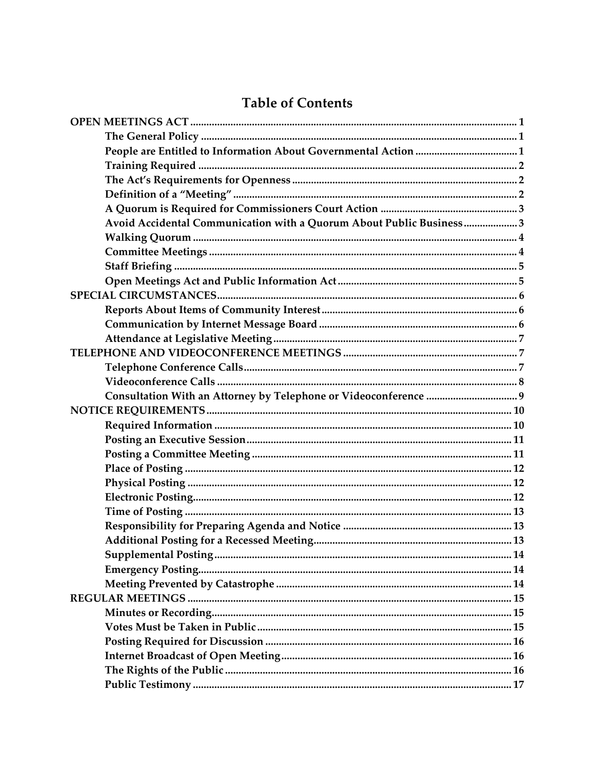# Table of Contents

| | |
|---|---|
| **OPEN MEETINGS ACT** | **1** |
| &nbsp;&nbsp;&nbsp;&nbsp;**The General Policy** | **1** |
| &nbsp;&nbsp;&nbsp;&nbsp;**People are Entitled to Information About Governmental Action** | **1** |
| &nbsp;&nbsp;&nbsp;&nbsp;**Training Required** | **2** |
| &nbsp;&nbsp;&nbsp;&nbsp;**The Act's Requirements for Openness** | **2** |
| &nbsp;&nbsp;&nbsp;&nbsp;**Definition of a "Meeting"** | **2** |
| &nbsp;&nbsp;&nbsp;&nbsp;**A Quorum is Required for Commissioners Court Action** | **3** |
| &nbsp;&nbsp;&nbsp;&nbsp;**Avoid Accidental Communication with a Quorum About Public Business** | **3** |
| &nbsp;&nbsp;&nbsp;&nbsp;**Walking Quorum** | **4** |
| &nbsp;&nbsp;&nbsp;&nbsp;**Committee Meetings** | **4** |
| &nbsp;&nbsp;&nbsp;&nbsp;**Staff Briefing** | **5** |
| &nbsp;&nbsp;&nbsp;&nbsp;**Open Meetings Act and Public Information Act** | **5** |
| **SPECIAL CIRCUMSTANCES** | **6** |
| &nbsp;&nbsp;&nbsp;&nbsp;**Reports About Items of Community Interest** | **6** |
| &nbsp;&nbsp;&nbsp;&nbsp;**Communication by Internet Message Board** | **6** |
| &nbsp;&nbsp;&nbsp;&nbsp;**Attendance at Legislative Meeting** | **7** |
| **TELEPHONE AND VIDEOCONFERENCE MEETINGS** | **7** |
| &nbsp;&nbsp;&nbsp;&nbsp;**Telephone Conference Calls** | **7** |
| &nbsp;&nbsp;&nbsp;&nbsp;**Videoconference Calls** | **8** |
| &nbsp;&nbsp;&nbsp;&nbsp;**Consultation With an Attorney by Telephone or Videoconference** | **9** |
| **NOTICE REQUIREMENTS** | **10** |
| &nbsp;&nbsp;&nbsp;&nbsp;**Required Information** | **10** |
| &nbsp;&nbsp;&nbsp;&nbsp;**Posting an Executive Session** | **11** |
| &nbsp;&nbsp;&nbsp;&nbsp;**Posting a Committee Meeting** | **11** |
| &nbsp;&nbsp;&nbsp;&nbsp;**Place of Posting** | **12** |
| &nbsp;&nbsp;&nbsp;&nbsp;**Physical Posting** | **12** |
| &nbsp;&nbsp;&nbsp;&nbsp;**Electronic Posting** | **12** |
| &nbsp;&nbsp;&nbsp;&nbsp;**Time of Posting** | **13** |
| &nbsp;&nbsp;&nbsp;&nbsp;**Responsibility for Preparing Agenda and Notice** | **13** |
| &nbsp;&nbsp;&nbsp;&nbsp;**Additional Posting for a Recessed Meeting** | **13** |
| &nbsp;&nbsp;&nbsp;&nbsp;**Supplemental Posting** | **14** |
| &nbsp;&nbsp;&nbsp;&nbsp;**Emergency Posting** | **14** |
| &nbsp;&nbsp;&nbsp;&nbsp;**Meeting Prevented by Catastrophe** | **14** |
| **REGULAR MEETINGS** | **15** |
| &nbsp;&nbsp;&nbsp;&nbsp;**Minutes or Recording** | **15** |
| &nbsp;&nbsp;&nbsp;&nbsp;**Votes Must be Taken in Public** | **15** |
| &nbsp;&nbsp;&nbsp;&nbsp;**Posting Required for Discussion** | **16** |
| &nbsp;&nbsp;&nbsp;&nbsp;**Internet Broadcast of Open Meeting** | **16** |
| &nbsp;&nbsp;&nbsp;&nbsp;**The Rights of the Public** | **16** |
| &nbsp;&nbsp;&nbsp;&nbsp;**Public Testimony** | **17** |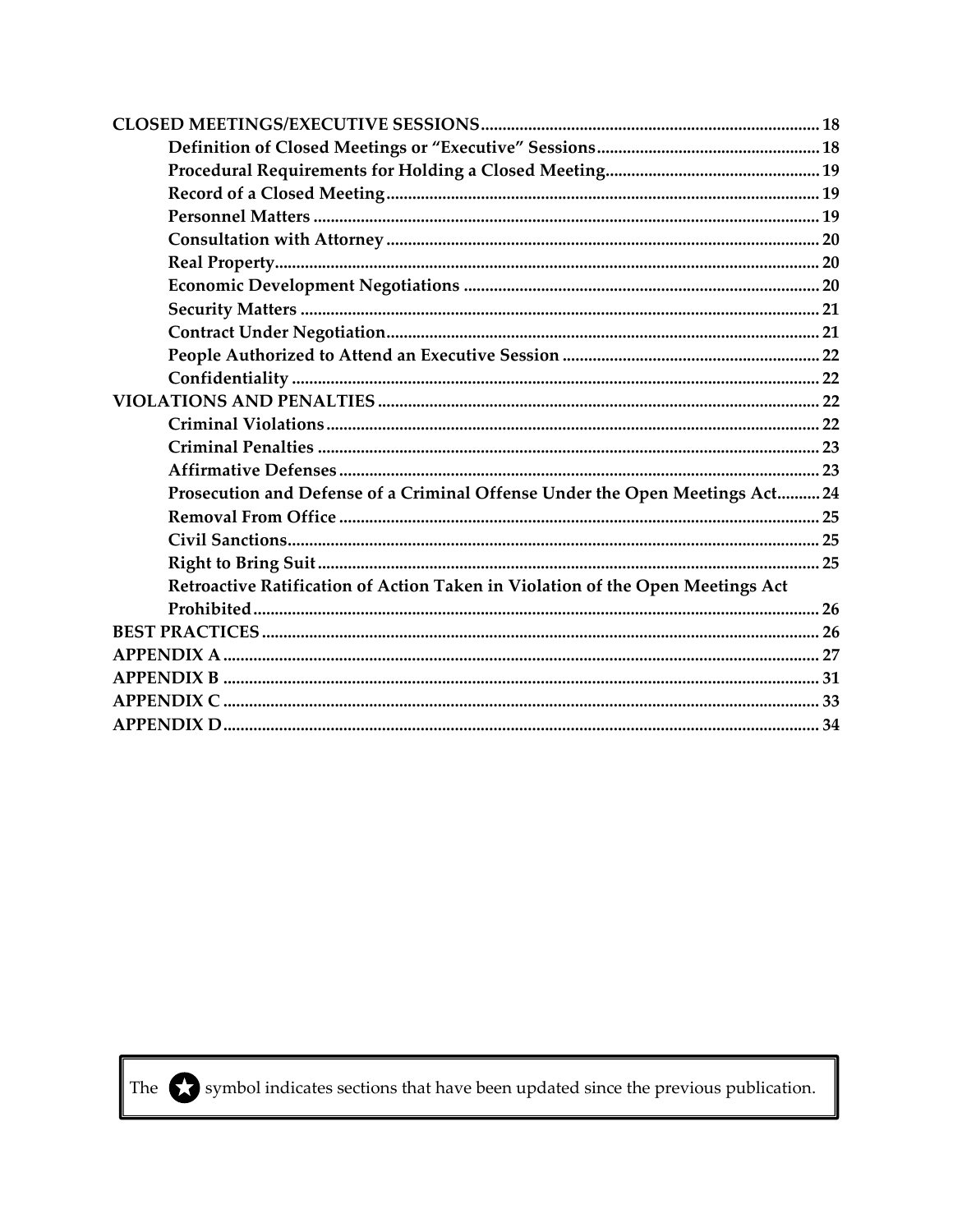**CLOSED MEETINGS/EXECUTIVE SESSIONS** .......... 18

- **Definition of Closed Meetings or "Executive" Sessions** .......... 18
- **Procedural Requirements for Holding a Closed Meeting** .......... 19
- **Record of a Closed Meeting** .......... 19
- **Personnel Matters** .......... 19
- **Consultation with Attorney** .......... 20
- **Real Property** .......... 20
- **Economic Development Negotiations** .......... 20
- **Security Matters** .......... 21
- **Contract Under Negotiation** .......... 21
- **People Authorized to Attend an Executive Session** .......... 22
- **Confidentiality** .......... 22

**VIOLATIONS AND PENALTIES** .......... 22

- **Criminal Violations** .......... 22
- **Criminal Penalties** .......... 23
- **Affirmative Defenses** .......... 23
- **Prosecution and Defense of a Criminal Offense Under the Open Meetings Act** .......... 24
- **Removal From Office** .......... 25
- **Civil Sanctions** .......... 25
- **Right to Bring Suit** .......... 25
- **Retroactive Ratification of Action Taken in Violation of the Open Meetings Act Prohibited** .......... 26

**BEST PRACTICES** .......... 26

**APPENDIX A** .......... 27

**APPENDIX B** .......... 31

**APPENDIX C** .......... 33

**APPENDIX D** .......... 34

The ★ symbol indicates sections that have been updated since the previous publication.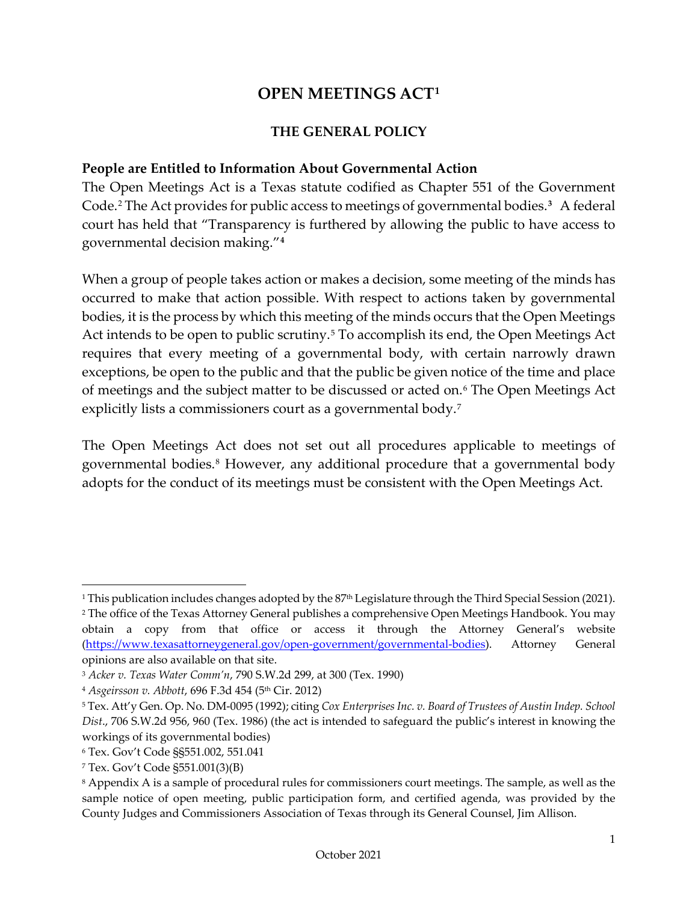# OPEN MEETINGS ACT[1]

## THE GENERAL POLICY

### People are Entitled to Information About Governmental Action

The Open Meetings Act is a Texas statute codified as Chapter 551 of the Government Code.[2] The Act provides for public access to meetings of governmental bodies.[3] A federal court has held that "Transparency is furthered by allowing the public to have access to governmental decision making."[4]

When a group of people takes action or makes a decision, some meeting of the minds has occurred to make that action possible. With respect to actions taken by governmental bodies, it is the process by which this meeting of the minds occurs that the Open Meetings Act intends to be open to public scrutiny.[5] To accomplish its end, the Open Meetings Act requires that every meeting of a governmental body, with certain narrowly drawn exceptions, be open to the public and that the public be given notice of the time and place of meetings and the subject matter to be discussed or acted on.[6] The Open Meetings Act explicitly lists a commissioners court as a governmental body.[7]

The Open Meetings Act does not set out all procedures applicable to meetings of governmental bodies.[8] However, any additional procedure that a governmental body adopts for the conduct of its meetings must be consistent with the Open Meetings Act.

---

[1] This publication includes changes adopted by the 87th Legislature through the Third Special Session (2021).

[2] The office of the Texas Attorney General publishes a comprehensive Open Meetings Handbook. You may obtain a copy from that office or access it through the Attorney General's website (https://www.texasattorneygeneral.gov/open-government/governmental-bodies). Attorney General opinions are also available on that site.

[3] *Acker v. Texas Water Comm'n*, 790 S.W.2d 299, at 300 (Tex. 1990)

[4] *Asgeirsson v. Abbott*, 696 F.3d 454 (5th Cir. 2012)

[5] Tex. Att'y Gen. Op. No. DM-0095 (1992); citing *Cox Enterprises Inc. v. Board of Trustees of Austin Indep. School Dist.*, 706 S.W.2d 956, 960 (Tex. 1986) (the act is intended to safeguard the public's interest in knowing the workings of its governmental bodies)

[6] Tex. Gov't Code §§551.002, 551.041

[7] Tex. Gov't Code §551.001(3)(B)

[8] Appendix A is a sample of procedural rules for commissioners court meetings. The sample, as well as the sample notice of open meeting, public participation form, and certified agenda, was provided by the County Judges and Commissioners Association of Texas through its General Counsel, Jim Allison.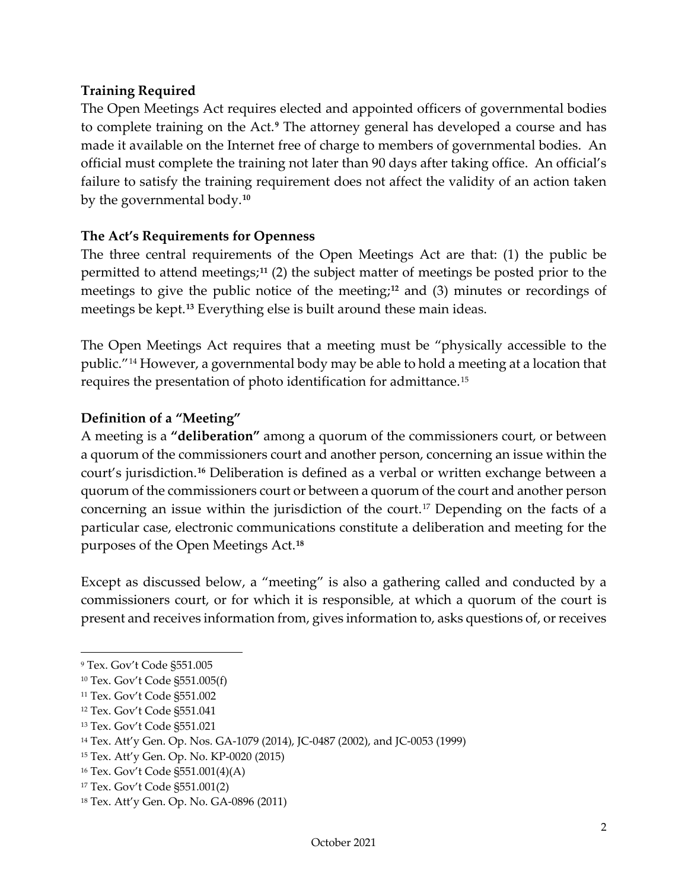### Training Required

The Open Meetings Act requires elected and appointed officers of governmental bodies to complete training on the Act.[9] The attorney general has developed a course and has made it available on the Internet free of charge to members of governmental bodies. An official must complete the training not later than 90 days after taking office. An official's failure to satisfy the training requirement does not affect the validity of an action taken by the governmental body.[10]

### The Act's Requirements for Openness

The three central requirements of the Open Meetings Act are that: (1) the public be permitted to attend meetings;[11] (2) the subject matter of meetings be posted prior to the meetings to give the public notice of the meeting;[12] and (3) minutes or recordings of meetings be kept.[13] Everything else is built around these main ideas.

The Open Meetings Act requires that a meeting must be "physically accessible to the public."[14] However, a governmental body may be able to hold a meeting at a location that requires the presentation of photo identification for admittance.[15]

### Definition of a "Meeting"

A meeting is a **"deliberation"** among a quorum of the commissioners court, or between a quorum of the commissioners court and another person, concerning an issue within the court's jurisdiction.[16] Deliberation is defined as a verbal or written exchange between a quorum of the commissioners court or between a quorum of the court and another person concerning an issue within the jurisdiction of the court.[17] Depending on the facts of a particular case, electronic communications constitute a deliberation and meeting for the purposes of the Open Meetings Act.[18]

Except as discussed below, a "meeting" is also a gathering called and conducted by a commissioners court, or for which it is responsible, at which a quorum of the court is present and receives information from, gives information to, asks questions of, or receives

---

[9] Tex. Gov't Code §551.005

[10] Tex. Gov't Code §551.005(f)

[11] Tex. Gov't Code §551.002

[12] Tex. Gov't Code §551.041

[13] Tex. Gov't Code §551.021

[14] Tex. Att'y Gen. Op. Nos. GA-1079 (2014), JC-0487 (2002), and JC-0053 (1999)

[15] Tex. Att'y Gen. Op. No. KP-0020 (2015)

[16] Tex. Gov't Code §551.001(4)(A)

[17] Tex. Gov't Code §551.001(2)

[18] Tex. Att'y Gen. Op. No. GA-0896 (2011)

October 2021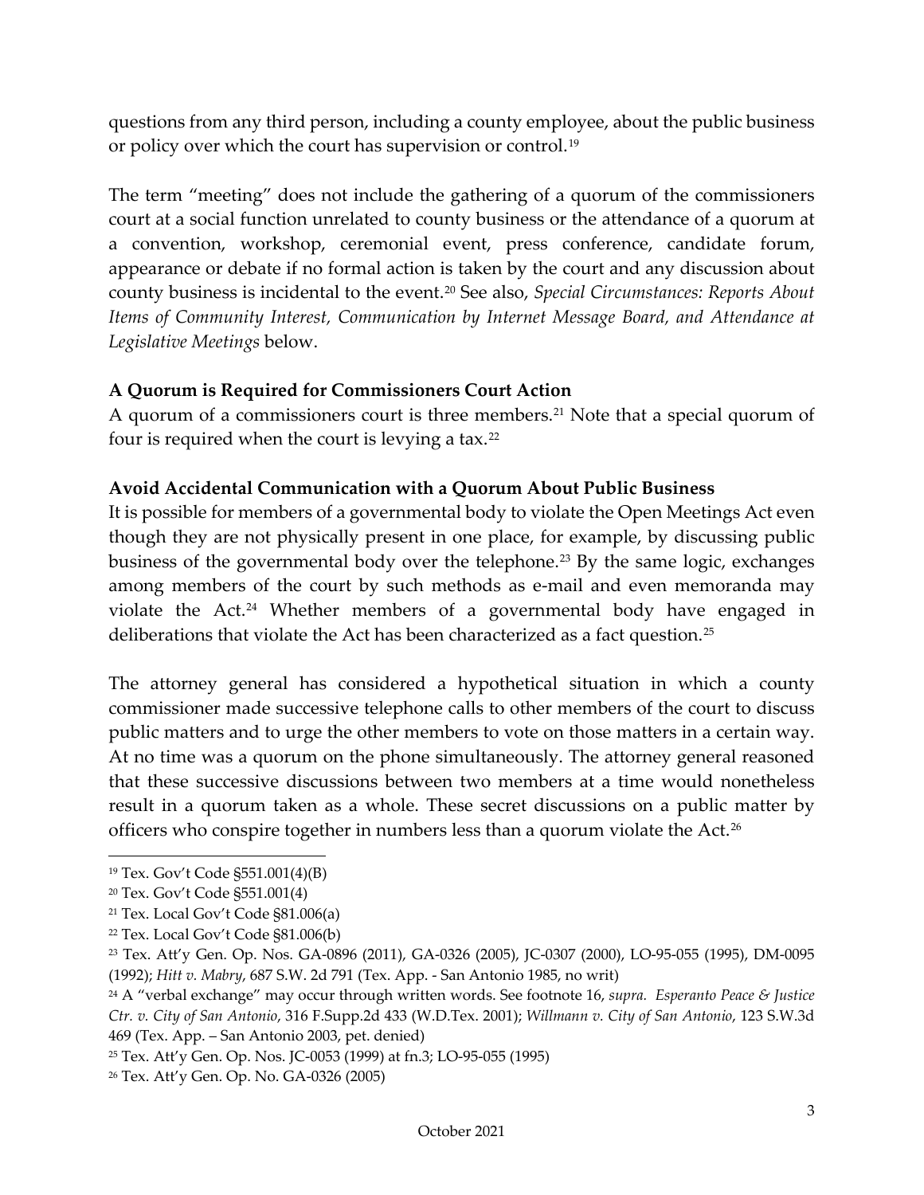questions from any third person, including a county employee, about the public business or policy over which the court has supervision or control.[19]

The term "meeting" does not include the gathering of a quorum of the commissioners court at a social function unrelated to county business or the attendance of a quorum at a convention, workshop, ceremonial event, press conference, candidate forum, appearance or debate if no formal action is taken by the court and any discussion about county business is incidental to the event.[20] See also, *Special Circumstances: Reports About Items of Community Interest, Communication by Internet Message Board, and Attendance at Legislative Meetings* below.

**A Quorum is Required for Commissioners Court Action**

A quorum of a commissioners court is three members.[21] Note that a special quorum of four is required when the court is levying a tax.[22]

**Avoid Accidental Communication with a Quorum About Public Business**

It is possible for members of a governmental body to violate the Open Meetings Act even though they are not physically present in one place, for example, by discussing public business of the governmental body over the telephone.[23] By the same logic, exchanges among members of the court by such methods as e-mail and even memoranda may violate the Act.[24] Whether members of a governmental body have engaged in deliberations that violate the Act has been characterized as a fact question.[25]

The attorney general has considered a hypothetical situation in which a county commissioner made successive telephone calls to other members of the court to discuss public matters and to urge the other members to vote on those matters in a certain way. At no time was a quorum on the phone simultaneously. The attorney general reasoned that these successive discussions between two members at a time would nonetheless result in a quorum taken as a whole. These secret discussions on a public matter by officers who conspire together in numbers less than a quorum violate the Act.[26]

---

[19] Tex. Gov't Code §551.001(4)(B)

[20] Tex. Gov't Code §551.001(4)

[21] Tex. Local Gov't Code §81.006(a)

[22] Tex. Local Gov't Code §81.006(b)

[23] Tex. Att'y Gen. Op. Nos. GA-0896 (2011), GA-0326 (2005), JC-0307 (2000), LO-95-055 (1995), DM-0095 (1992); *Hitt v. Mabry*, 687 S.W. 2d 791 (Tex. App. - San Antonio 1985, no writ)

[24] A "verbal exchange" may occur through written words. See footnote 16, *supra*. *Esperanto Peace & Justice Ctr. v. City of San Antonio*, 316 F.Supp.2d 433 (W.D.Tex. 2001); *Willmann v. City of San Antonio*, 123 S.W.3d 469 (Tex. App. – San Antonio 2003, pet. denied)

[25] Tex. Att'y Gen. Op. Nos. JC-0053 (1999) at fn.3; LO-95-055 (1995)

[26] Tex. Att'y Gen. Op. No. GA-0326 (2005)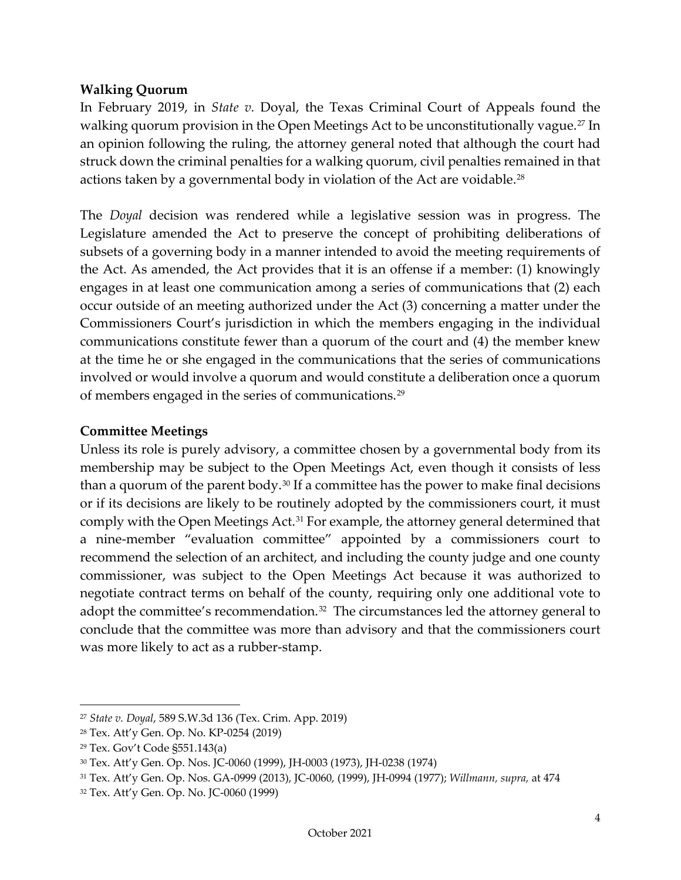**Walking Quorum**

In February 2019, in *State v.* Doyal, the Texas Criminal Court of Appeals found the walking quorum provision in the Open Meetings Act to be unconstitutionally vague.[27] In an opinion following the ruling, the attorney general noted that although the court had struck down the criminal penalties for a walking quorum, civil penalties remained in that actions taken by a governmental body in violation of the Act are voidable.[28]

The *Doyal* decision was rendered while a legislative session was in progress. The Legislature amended the Act to preserve the concept of prohibiting deliberations of subsets of a governing body in a manner intended to avoid the meeting requirements of the Act. As amended, the Act provides that it is an offense if a member: (1) knowingly engages in at least one communication among a series of communications that (2) each occur outside of an meeting authorized under the Act (3) concerning a matter under the Commissioners Court's jurisdiction in which the members engaging in the individual communications constitute fewer than a quorum of the court and (4) the member knew at the time he or she engaged in the communications that the series of communications involved or would involve a quorum and would constitute a deliberation once a quorum of members engaged in the series of communications.[29]

**Committee Meetings**

Unless its role is purely advisory, a committee chosen by a governmental body from its membership may be subject to the Open Meetings Act, even though it consists of less than a quorum of the parent body.[30] If a committee has the power to make final decisions or if its decisions are likely to be routinely adopted by the commissioners court, it must comply with the Open Meetings Act.[31] For example, the attorney general determined that a nine-member "evaluation committee" appointed by a commissioners court to recommend the selection of an architect, and including the county judge and one county commissioner, was subject to the Open Meetings Act because it was authorized to negotiate contract terms on behalf of the county, requiring only one additional vote to adopt the committee's recommendation.[32] The circumstances led the attorney general to conclude that the committee was more than advisory and that the commissioners court was more likely to act as a rubber-stamp.

---

[27] *State v. Doyal*, 589 S.W.3d 136 (Tex. Crim. App. 2019)

[28] Tex. Att'y Gen. Op. No. KP-0254 (2019)

[29] Tex. Gov't Code §551.143(a)

[30] Tex. Att'y Gen. Op. Nos. JC-0060 (1999), JH-0003 (1973), JH-0238 (1974)

[31] Tex. Att'y Gen. Op. Nos. GA-0999 (2013), JC-0060, (1999), JH-0994 (1977); *Willmann, supra,* at 474

[32] Tex. Att'y Gen. Op. No. JC-0060 (1999)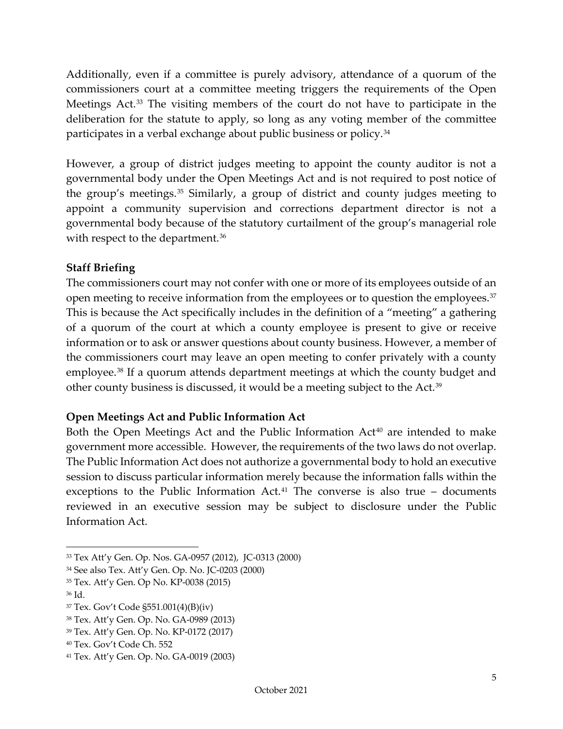Additionally, even if a committee is purely advisory, attendance of a quorum of the commissioners court at a committee meeting triggers the requirements of the Open Meetings Act.[33] The visiting members of the court do not have to participate in the deliberation for the statute to apply, so long as any voting member of the committee participates in a verbal exchange about public business or policy.[34]

However, a group of district judges meeting to appoint the county auditor is not a governmental body under the Open Meetings Act and is not required to post notice of the group's meetings.[35] Similarly, a group of district and county judges meeting to appoint a community supervision and corrections department director is not a governmental body because of the statutory curtailment of the group's managerial role with respect to the department.[36]

**Staff Briefing**

The commissioners court may not confer with one or more of its employees outside of an open meeting to receive information from the employees or to question the employees.[37] This is because the Act specifically includes in the definition of a "meeting" a gathering of a quorum of the court at which a county employee is present to give or receive information or to ask or answer questions about county business. However, a member of the commissioners court may leave an open meeting to confer privately with a county employee.[38] If a quorum attends department meetings at which the county budget and other county business is discussed, it would be a meeting subject to the Act.[39]

**Open Meetings Act and Public Information Act**

Both the Open Meetings Act and the Public Information Act[40] are intended to make government more accessible. However, the requirements of the two laws do not overlap. The Public Information Act does not authorize a governmental body to hold an executive session to discuss particular information merely because the information falls within the exceptions to the Public Information Act.[41] The converse is also true – documents reviewed in an executive session may be subject to disclosure under the Public Information Act.

---

[33] Tex Att'y Gen. Op. Nos. GA-0957 (2012), JC-0313 (2000)

[34] See also Tex. Att'y Gen. Op. No. JC-0203 (2000)

[35] Tex. Att'y Gen. Op No. KP-0038 (2015)

[36] Id.

[37] Tex. Gov't Code §551.001(4)(B)(iv)

[38] Tex. Att'y Gen. Op. No. GA-0989 (2013)

[39] Tex. Att'y Gen. Op. No. KP-0172 (2017)

[40] Tex. Gov't Code Ch. 552

[41] Tex. Att'y Gen. Op. No. GA-0019 (2003)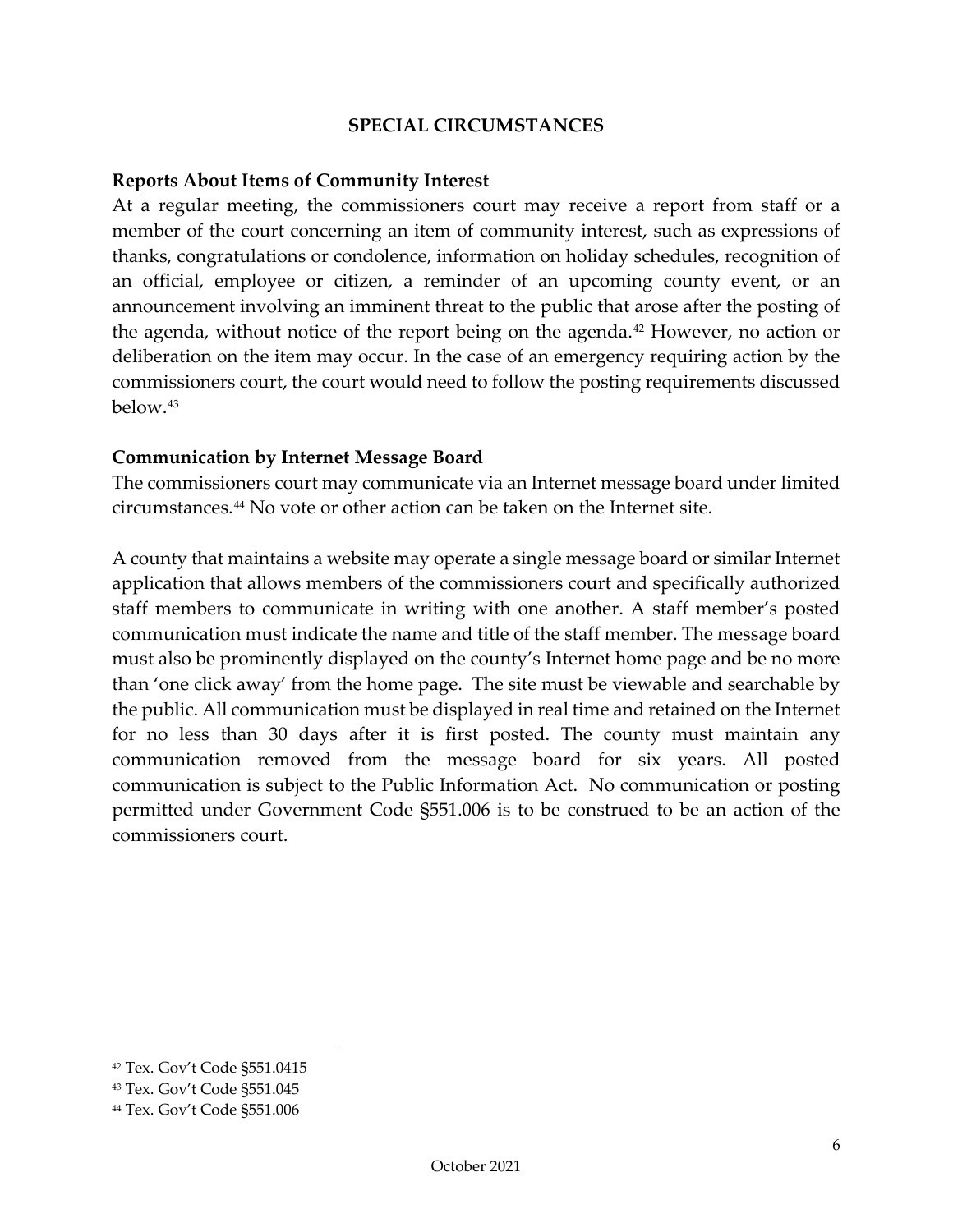## SPECIAL CIRCUMSTANCES

**Reports About Items of Community Interest**

At a regular meeting, the commissioners court may receive a report from staff or a member of the court concerning an item of community interest, such as expressions of thanks, congratulations or condolence, information on holiday schedules, recognition of an official, employee or citizen, a reminder of an upcoming county event, or an announcement involving an imminent threat to the public that arose after the posting of the agenda, without notice of the report being on the agenda.[42] However, no action or deliberation on the item may occur. In the case of an emergency requiring action by the commissioners court, the court would need to follow the posting requirements discussed below.[43]

**Communication by Internet Message Board**

The commissioners court may communicate via an Internet message board under limited circumstances.[44] No vote or other action can be taken on the Internet site.

A county that maintains a website may operate a single message board or similar Internet application that allows members of the commissioners court and specifically authorized staff members to communicate in writing with one another. A staff member's posted communication must indicate the name and title of the staff member. The message board must also be prominently displayed on the county's Internet home page and be no more than 'one click away' from the home page. The site must be viewable and searchable by the public. All communication must be displayed in real time and retained on the Internet for no less than 30 days after it is first posted. The county must maintain any communication removed from the message board for six years. All posted communication is subject to the Public Information Act. No communication or posting permitted under Government Code §551.006 is to be construed to be an action of the commissioners court.

---

[42] Tex. Gov't Code §551.0415

[43] Tex. Gov't Code §551.045

[44] Tex. Gov't Code §551.006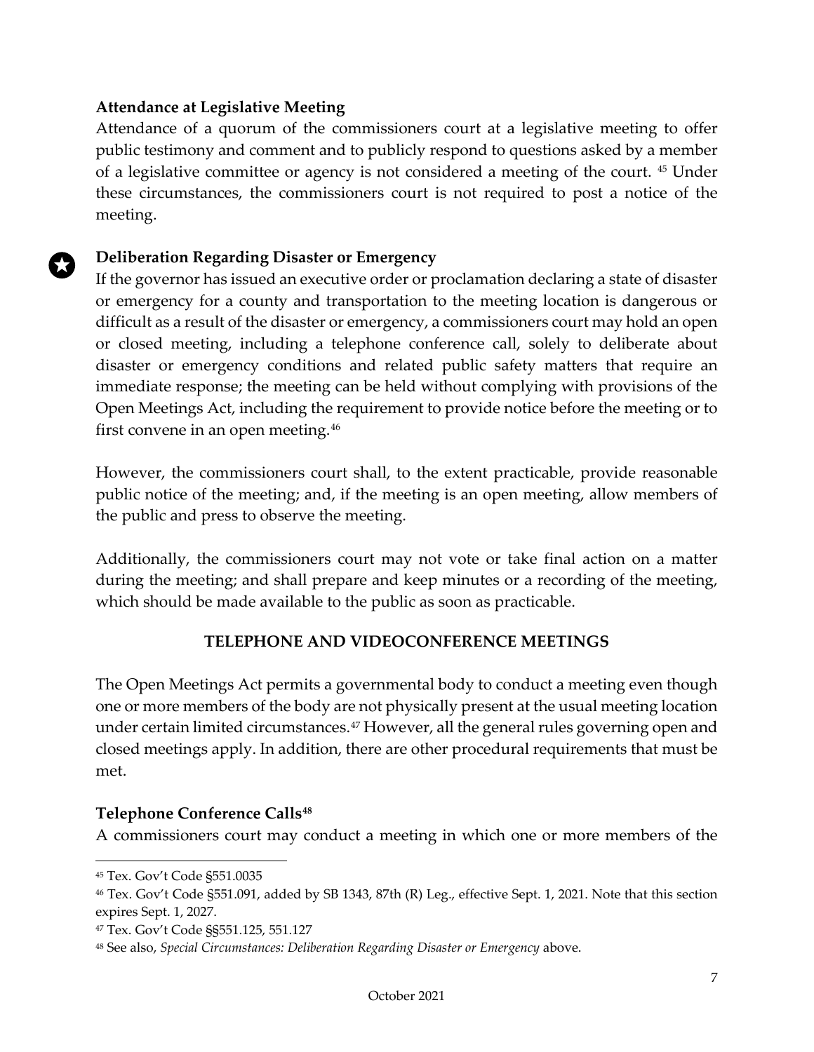### Attendance at Legislative Meeting

Attendance of a quorum of the commissioners court at a legislative meeting to offer public testimony and comment and to publicly respond to questions asked by a member of a legislative committee or agency is not considered a meeting of the court. [45] Under these circumstances, the commissioners court is not required to post a notice of the meeting.

### Deliberation Regarding Disaster or Emergency

If the governor has issued an executive order or proclamation declaring a state of disaster or emergency for a county and transportation to the meeting location is dangerous or difficult as a result of the disaster or emergency, a commissioners court may hold an open or closed meeting, including a telephone conference call, solely to deliberate about disaster or emergency conditions and related public safety matters that require an immediate response; the meeting can be held without complying with provisions of the Open Meetings Act, including the requirement to provide notice before the meeting or to first convene in an open meeting.[46]

However, the commissioners court shall, to the extent practicable, provide reasonable public notice of the meeting; and, if the meeting is an open meeting, allow members of the public and press to observe the meeting.

Additionally, the commissioners court may not vote or take final action on a matter during the meeting; and shall prepare and keep minutes or a recording of the meeting, which should be made available to the public as soon as practicable.

## TELEPHONE AND VIDEOCONFERENCE MEETINGS

The Open Meetings Act permits a governmental body to conduct a meeting even though one or more members of the body are not physically present at the usual meeting location under certain limited circumstances.[47] However, all the general rules governing open and closed meetings apply. In addition, there are other procedural requirements that must be met.

### Telephone Conference Calls[48]

A commissioners court may conduct a meeting in which one or more members of the

---

[45] Tex. Gov't Code §551.0035

[46] Tex. Gov't Code §551.091, added by SB 1343, 87th (R) Leg., effective Sept. 1, 2021. Note that this section expires Sept. 1, 2027.

[47] Tex. Gov't Code §§551.125, 551.127

[48] See also, *Special Circumstances: Deliberation Regarding Disaster or Emergency* above.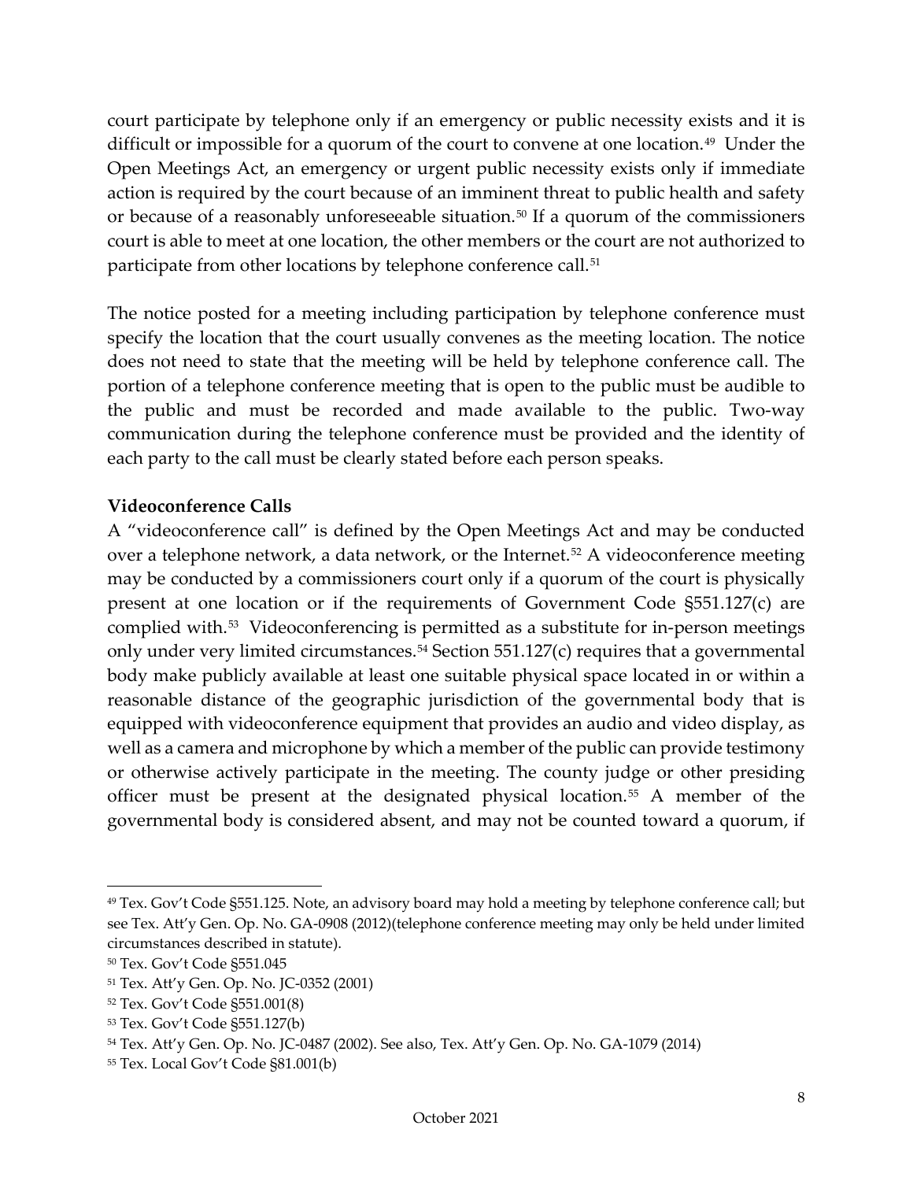court participate by telephone only if an emergency or public necessity exists and it is difficult or impossible for a quorum of the court to convene at one location.[49] Under the Open Meetings Act, an emergency or urgent public necessity exists only if immediate action is required by the court because of an imminent threat to public health and safety or because of a reasonably unforeseeable situation.[50] If a quorum of the commissioners court is able to meet at one location, the other members or the court are not authorized to participate from other locations by telephone conference call.[51]

The notice posted for a meeting including participation by telephone conference must specify the location that the court usually convenes as the meeting location. The notice does not need to state that the meeting will be held by telephone conference call. The portion of a telephone conference meeting that is open to the public must be audible to the public and must be recorded and made available to the public. Two-way communication during the telephone conference must be provided and the identity of each party to the call must be clearly stated before each person speaks.

**Videoconference Calls**

A "videoconference call" is defined by the Open Meetings Act and may be conducted over a telephone network, a data network, or the Internet.[52] A videoconference meeting may be conducted by a commissioners court only if a quorum of the court is physically present at one location or if the requirements of Government Code §551.127(c) are complied with.[53] Videoconferencing is permitted as a substitute for in-person meetings only under very limited circumstances.[54] Section 551.127(c) requires that a governmental body make publicly available at least one suitable physical space located in or within a reasonable distance of the geographic jurisdiction of the governmental body that is equipped with videoconference equipment that provides an audio and video display, as well as a camera and microphone by which a member of the public can provide testimony or otherwise actively participate in the meeting. The county judge or other presiding officer must be present at the designated physical location.[55] A member of the governmental body is considered absent, and may not be counted toward a quorum, if

---

[49] Tex. Gov't Code §551.125. Note, an advisory board may hold a meeting by telephone conference call; but see Tex. Att'y Gen. Op. No. GA-0908 (2012)(telephone conference meeting may only be held under limited circumstances described in statute).

[50] Tex. Gov't Code §551.045

[51] Tex. Att'y Gen. Op. No. JC-0352 (2001)

[52] Tex. Gov't Code §551.001(8)

[53] Tex. Gov't Code §551.127(b)

[54] Tex. Att'y Gen. Op. No. JC-0487 (2002). See also, Tex. Att'y Gen. Op. No. GA-1079 (2014)

[55] Tex. Local Gov't Code §81.001(b)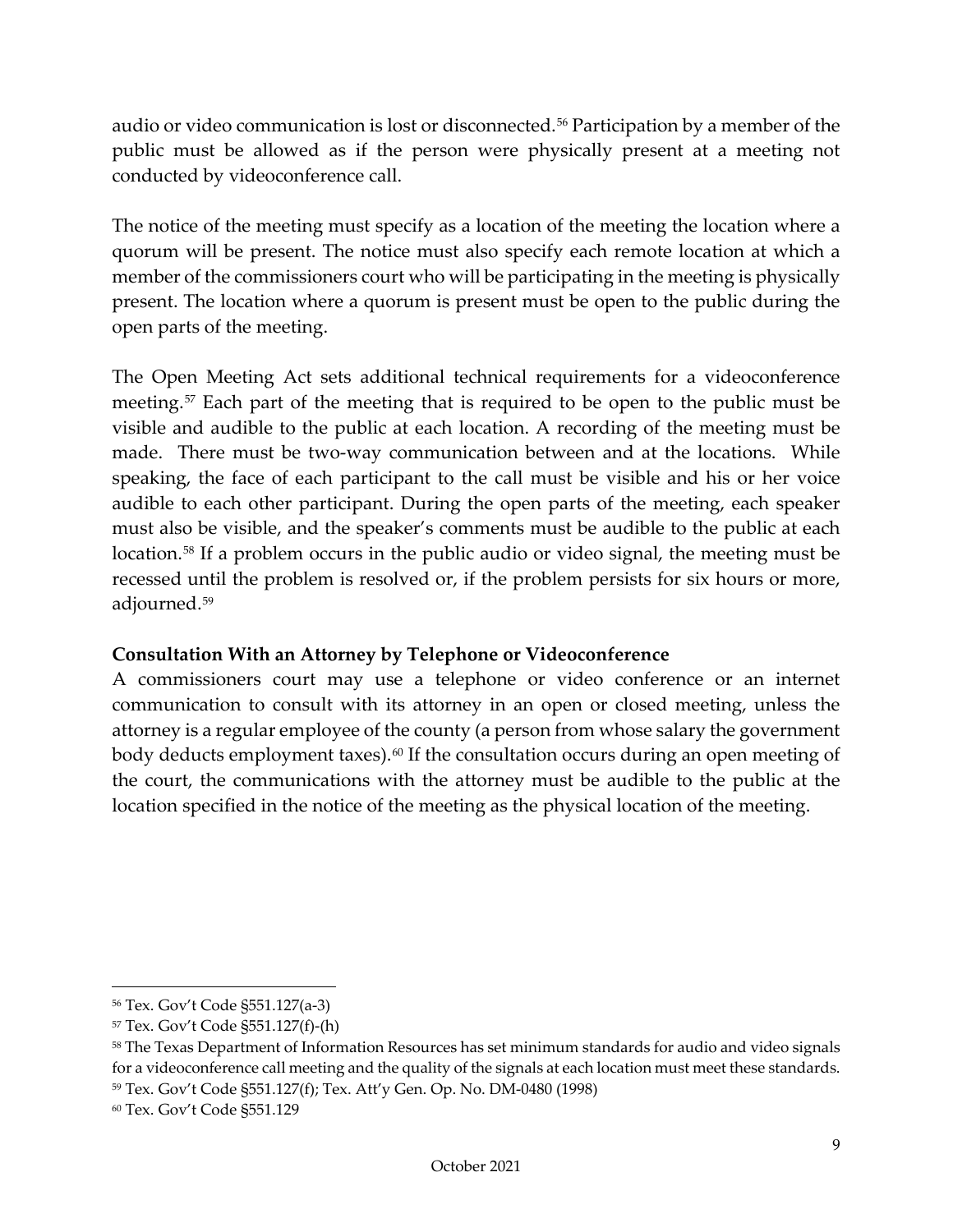audio or video communication is lost or disconnected.[56] Participation by a member of the public must be allowed as if the person were physically present at a meeting not conducted by videoconference call.

The notice of the meeting must specify as a location of the meeting the location where a quorum will be present. The notice must also specify each remote location at which a member of the commissioners court who will be participating in the meeting is physically present. The location where a quorum is present must be open to the public during the open parts of the meeting.

The Open Meeting Act sets additional technical requirements for a videoconference meeting.[57] Each part of the meeting that is required to be open to the public must be visible and audible to the public at each location. A recording of the meeting must be made. There must be two-way communication between and at the locations. While speaking, the face of each participant to the call must be visible and his or her voice audible to each other participant. During the open parts of the meeting, each speaker must also be visible, and the speaker's comments must be audible to the public at each location.[58] If a problem occurs in the public audio or video signal, the meeting must be recessed until the problem is resolved or, if the problem persists for six hours or more, adjourned.[59]

**Consultation With an Attorney by Telephone or Videoconference**

A commissioners court may use a telephone or video conference or an internet communication to consult with its attorney in an open or closed meeting, unless the attorney is a regular employee of the county (a person from whose salary the government body deducts employment taxes).[60] If the consultation occurs during an open meeting of the court, the communications with the attorney must be audible to the public at the location specified in the notice of the meeting as the physical location of the meeting.

---

[56] Tex. Gov't Code §551.127(a-3)

[57] Tex. Gov't Code §551.127(f)-(h)

[58] The Texas Department of Information Resources has set minimum standards for audio and video signals for a videoconference call meeting and the quality of the signals at each location must meet these standards.

[59] Tex. Gov't Code §551.127(f); Tex. Att'y Gen. Op. No. DM-0480 (1998)

[60] Tex. Gov't Code §551.129

October 2021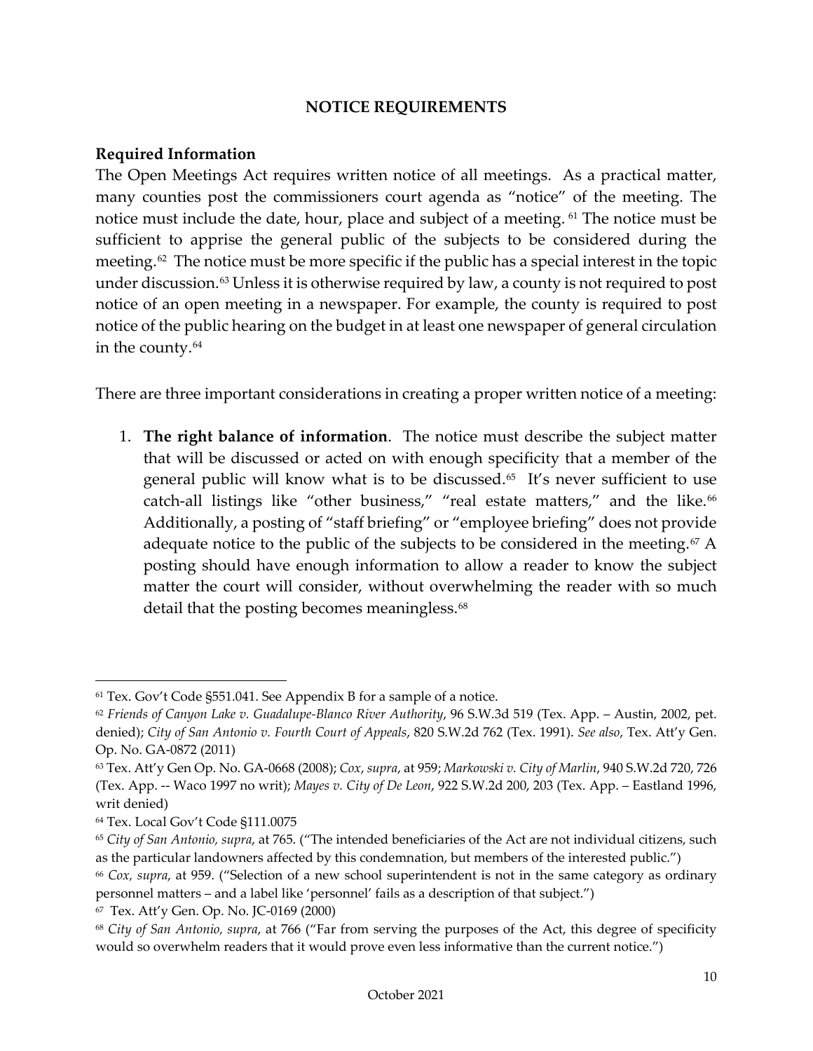## NOTICE REQUIREMENTS

### Required Information

The Open Meetings Act requires written notice of all meetings. As a practical matter, many counties post the commissioners court agenda as "notice" of the meeting. The notice must include the date, hour, place and subject of a meeting. [61] The notice must be sufficient to apprise the general public of the subjects to be considered during the meeting.[62] The notice must be more specific if the public has a special interest in the topic under discussion.[63] Unless it is otherwise required by law, a county is not required to post notice of an open meeting in a newspaper. For example, the county is required to post notice of the public hearing on the budget in at least one newspaper of general circulation in the county.[64]

There are three important considerations in creating a proper written notice of a meeting:

1. **The right balance of information**. The notice must describe the subject matter that will be discussed or acted on with enough specificity that a member of the general public will know what is to be discussed.[65] It's never sufficient to use catch-all listings like "other business," "real estate matters," and the like.[66] Additionally, a posting of "staff briefing" or "employee briefing" does not provide adequate notice to the public of the subjects to be considered in the meeting.[67] A posting should have enough information to allow a reader to know the subject matter the court will consider, without overwhelming the reader with so much detail that the posting becomes meaningless.[68]

---

[61] Tex. Gov't Code §551.041. See Appendix B for a sample of a notice.

[62] *Friends of Canyon Lake v. Guadalupe-Blanco River Authority*, 96 S.W.3d 519 (Tex. App. – Austin, 2002, pet. denied); *City of San Antonio v. Fourth Court of Appeals*, 820 S.W.2d 762 (Tex. 1991). *See also*, Tex. Att'y Gen. Op. No. GA-0872 (2011)

[63] Tex. Att'y Gen Op. No. GA-0668 (2008); *Cox*, *supra*, at 959; *Markowski v. City of Marlin*, 940 S.W.2d 720, 726 (Tex. App. -- Waco 1997 no writ); *Mayes v. City of De Leon*, 922 S.W.2d 200, 203 (Tex. App. – Eastland 1996, writ denied)

[64] Tex. Local Gov't Code §111.0075

[65] *City of San Antonio, supra*, at 765. ("The intended beneficiaries of the Act are not individual citizens, such as the particular landowners affected by this condemnation, but members of the interested public.")

[66] *Cox, supra*, at 959. ("Selection of a new school superintendent is not in the same category as ordinary personnel matters – and a label like 'personnel' fails as a description of that subject.")

[67] Tex. Att'y Gen. Op. No. JC-0169 (2000)

[68] *City of San Antonio, supra*, at 766 ("Far from serving the purposes of the Act, this degree of specificity would so overwhelm readers that it would prove even less informative than the current notice.")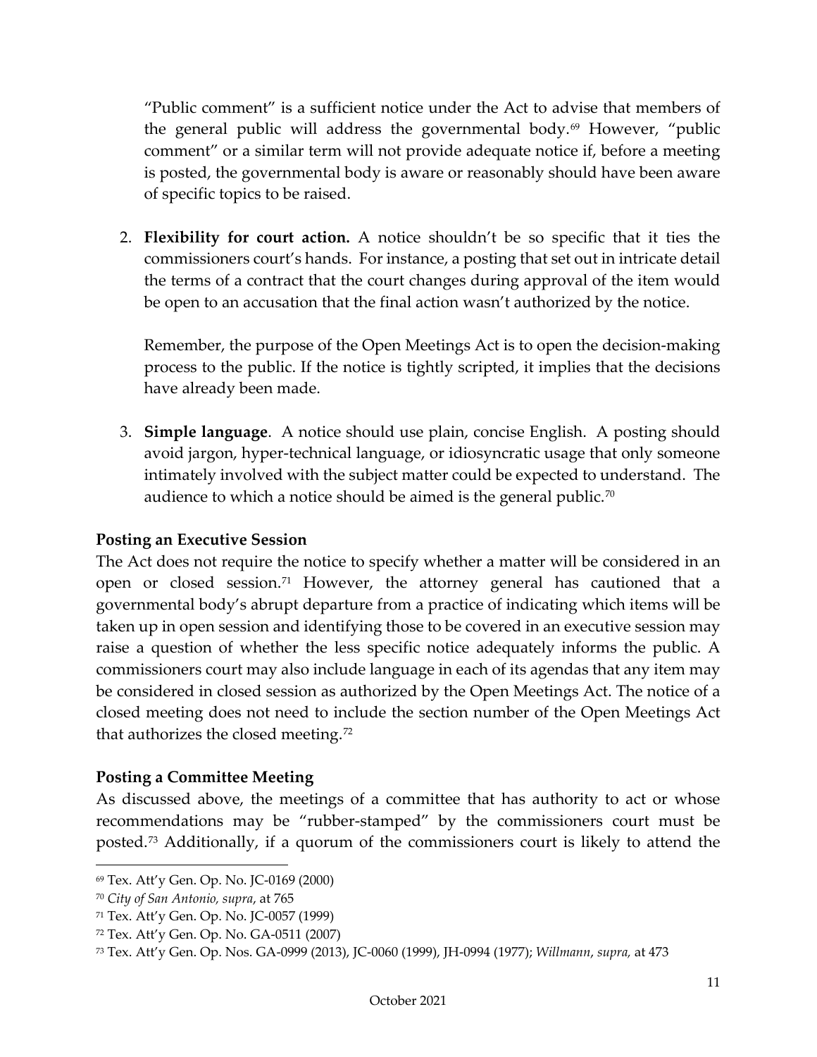"Public comment" is a sufficient notice under the Act to advise that members of the general public will address the governmental body.[69] However, "public comment" or a similar term will not provide adequate notice if, before a meeting is posted, the governmental body is aware or reasonably should have been aware of specific topics to be raised.

2. **Flexibility for court action.** A notice shouldn't be so specific that it ties the commissioners court's hands. For instance, a posting that set out in intricate detail the terms of a contract that the court changes during approval of the item would be open to an accusation that the final action wasn't authorized by the notice.

   Remember, the purpose of the Open Meetings Act is to open the decision-making process to the public. If the notice is tightly scripted, it implies that the decisions have already been made.

3. **Simple language**. A notice should use plain, concise English. A posting should avoid jargon, hyper-technical language, or idiosyncratic usage that only someone intimately involved with the subject matter could be expected to understand. The audience to which a notice should be aimed is the general public.[70]

**Posting an Executive Session**

The Act does not require the notice to specify whether a matter will be considered in an open or closed session.[71] However, the attorney general has cautioned that a governmental body's abrupt departure from a practice of indicating which items will be taken up in open session and identifying those to be covered in an executive session may raise a question of whether the less specific notice adequately informs the public. A commissioners court may also include language in each of its agendas that any item may be considered in closed session as authorized by the Open Meetings Act. The notice of a closed meeting does not need to include the section number of the Open Meetings Act that authorizes the closed meeting.[72]

**Posting a Committee Meeting**

As discussed above, the meetings of a committee that has authority to act or whose recommendations may be "rubber-stamped" by the commissioners court must be posted.[73] Additionally, if a quorum of the commissioners court is likely to attend the

---

[69] Tex. Att'y Gen. Op. No. JC-0169 (2000)

[70] *City of San Antonio, supra*, at 765

[71] Tex. Att'y Gen. Op. No. JC-0057 (1999)

[72] Tex. Att'y Gen. Op. No. GA-0511 (2007)

[73] Tex. Att'y Gen. Op. Nos. GA-0999 (2013), JC-0060 (1999), JH-0994 (1977); *Willmann*, *supra,* at 473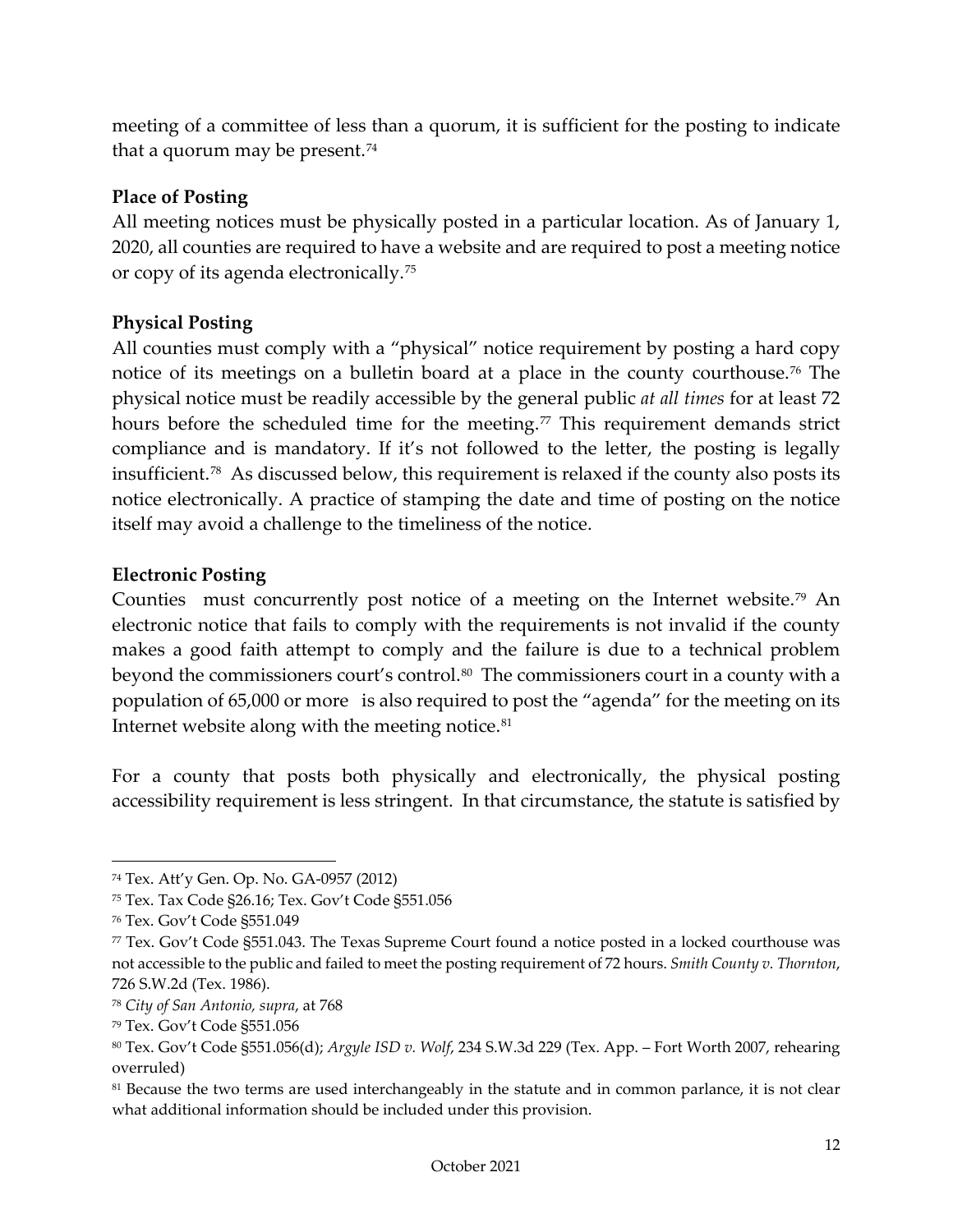meeting of a committee of less than a quorum, it is sufficient for the posting to indicate that a quorum may be present.[74]

**Place of Posting**

All meeting notices must be physically posted in a particular location. As of January 1, 2020, all counties are required to have a website and are required to post a meeting notice or copy of its agenda electronically.[75]

**Physical Posting**

All counties must comply with a "physical" notice requirement by posting a hard copy notice of its meetings on a bulletin board at a place in the county courthouse.[76] The physical notice must be readily accessible by the general public *at all times* for at least 72 hours before the scheduled time for the meeting.[77] This requirement demands strict compliance and is mandatory. If it's not followed to the letter, the posting is legally insufficient.[78] As discussed below, this requirement is relaxed if the county also posts its notice electronically. A practice of stamping the date and time of posting on the notice itself may avoid a challenge to the timeliness of the notice.

**Electronic Posting**

Counties must concurrently post notice of a meeting on the Internet website.[79] An electronic notice that fails to comply with the requirements is not invalid if the county makes a good faith attempt to comply and the failure is due to a technical problem beyond the commissioners court's control.[80] The commissioners court in a county with a population of 65,000 or more is also required to post the "agenda" for the meeting on its Internet website along with the meeting notice.[81]

For a county that posts both physically and electronically, the physical posting accessibility requirement is less stringent. In that circumstance, the statute is satisfied by

---

[74] Tex. Att'y Gen. Op. No. GA-0957 (2012)

[75] Tex. Tax Code §26.16; Tex. Gov't Code §551.056

[76] Tex. Gov't Code §551.049

[77] Tex. Gov't Code §551.043. The Texas Supreme Court found a notice posted in a locked courthouse was not accessible to the public and failed to meet the posting requirement of 72 hours. *Smith County v. Thornton*, 726 S.W.2d (Tex. 1986).

[78] *City of San Antonio, supra*, at 768

[79] Tex. Gov't Code §551.056

[80] Tex. Gov't Code §551.056(d); *Argyle ISD v. Wolf*, 234 S.W.3d 229 (Tex. App. – Fort Worth 2007, rehearing overruled)

[81] Because the two terms are used interchangeably in the statute and in common parlance, it is not clear what additional information should be included under this provision.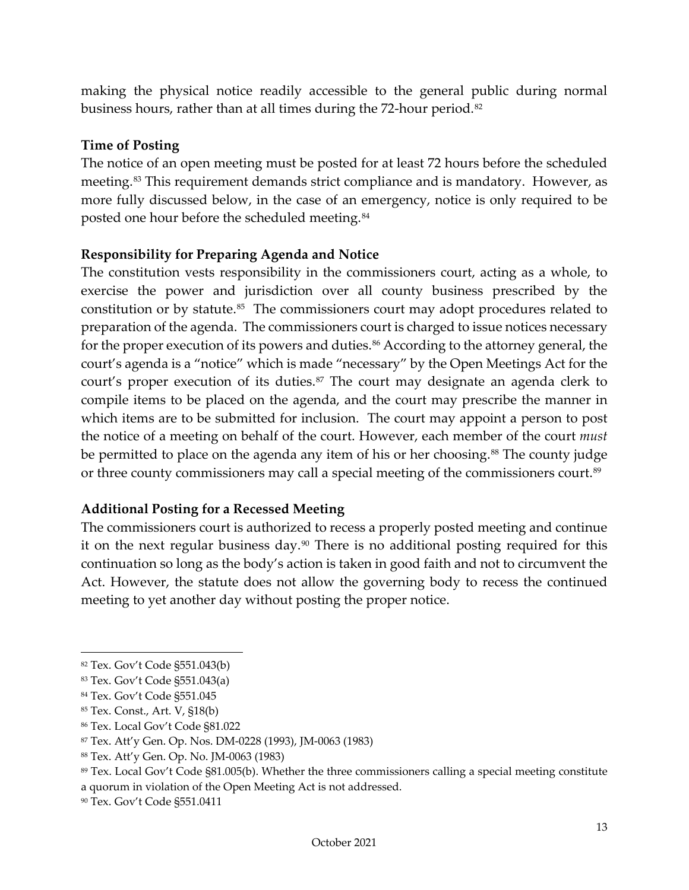making the physical notice readily accessible to the general public during normal business hours, rather than at all times during the 72-hour period.[82]

**Time of Posting**

The notice of an open meeting must be posted for at least 72 hours before the scheduled meeting.[83] This requirement demands strict compliance and is mandatory. However, as more fully discussed below, in the case of an emergency, notice is only required to be posted one hour before the scheduled meeting.[84]

**Responsibility for Preparing Agenda and Notice**

The constitution vests responsibility in the commissioners court, acting as a whole, to exercise the power and jurisdiction over all county business prescribed by the constitution or by statute.[85] The commissioners court may adopt procedures related to preparation of the agenda. The commissioners court is charged to issue notices necessary for the proper execution of its powers and duties.[86] According to the attorney general, the court's agenda is a "notice" which is made "necessary" by the Open Meetings Act for the court's proper execution of its duties.[87] The court may designate an agenda clerk to compile items to be placed on the agenda, and the court may prescribe the manner in which items are to be submitted for inclusion. The court may appoint a person to post the notice of a meeting on behalf of the court. However, each member of the court *must* be permitted to place on the agenda any item of his or her choosing.[88] The county judge or three county commissioners may call a special meeting of the commissioners court.[89]

**Additional Posting for a Recessed Meeting**

The commissioners court is authorized to recess a properly posted meeting and continue it on the next regular business day.[90] There is no additional posting required for this continuation so long as the body's action is taken in good faith and not to circumvent the Act. However, the statute does not allow the governing body to recess the continued meeting to yet another day without posting the proper notice.

---

[82] Tex. Gov't Code §551.043(b)

[83] Tex. Gov't Code §551.043(a)

[84] Tex. Gov't Code §551.045

[85] Tex. Const., Art. V, §18(b)

[86] Tex. Local Gov't Code §81.022

[87] Tex. Att'y Gen. Op. Nos. DM-0228 (1993), JM-0063 (1983)

[88] Tex. Att'y Gen. Op. No. JM-0063 (1983)

[89] Tex. Local Gov't Code §81.005(b). Whether the three commissioners calling a special meeting constitute a quorum in violation of the Open Meeting Act is not addressed.

[90] Tex. Gov't Code §551.0411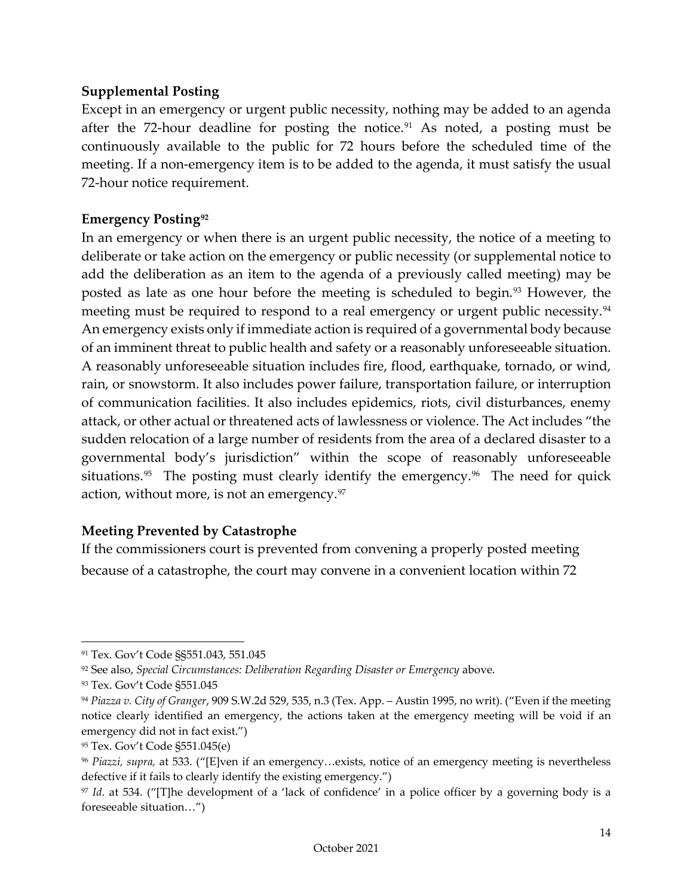**Supplemental Posting**

Except in an emergency or urgent public necessity, nothing may be added to an agenda after the 72-hour deadline for posting the notice.[91] As noted, a posting must be continuously available to the public for 72 hours before the scheduled time of the meeting. If a non-emergency item is to be added to the agenda, it must satisfy the usual 72-hour notice requirement.

**Emergency Posting[92]**

In an emergency or when there is an urgent public necessity, the notice of a meeting to deliberate or take action on the emergency or public necessity (or supplemental notice to add the deliberation as an item to the agenda of a previously called meeting) may be posted as late as one hour before the meeting is scheduled to begin.[93] However, the meeting must be required to respond to a real emergency or urgent public necessity.[94] An emergency exists only if immediate action is required of a governmental body because of an imminent threat to public health and safety or a reasonably unforeseeable situation. A reasonably unforeseeable situation includes fire, flood, earthquake, tornado, or wind, rain, or snowstorm. It also includes power failure, transportation failure, or interruption of communication facilities. It also includes epidemics, riots, civil disturbances, enemy attack, or other actual or threatened acts of lawlessness or violence. The Act includes "the sudden relocation of a large number of residents from the area of a declared disaster to a governmental body's jurisdiction" within the scope of reasonably unforeseeable situations.[95] The posting must clearly identify the emergency.[96] The need for quick action, without more, is not an emergency.[97]

**Meeting Prevented by Catastrophe**

If the commissioners court is prevented from convening a properly posted meeting because of a catastrophe, the court may convene in a convenient location within 72

---

[91] Tex. Gov't Code §§551.043, 551.045

[92] See also, *Special Circumstances: Deliberation Regarding Disaster or Emergency* above.

[93] Tex. Gov't Code §551.045

[94] *Piazza v. City of Granger*, 909 S.W.2d 529, 535, n.3 (Tex. App. – Austin 1995, no writ). ("Even if the meeting notice clearly identified an emergency, the actions taken at the emergency meeting will be void if an emergency did not in fact exist.")

[95] Tex. Gov't Code §551.045(e)

[96] *Piazzi, supra,* at 533. ("[E]ven if an emergency…exists, notice of an emergency meeting is nevertheless defective if it fails to clearly identify the existing emergency.")

[97] *Id.* at 534. ("[T]he development of a 'lack of confidence' in a police officer by a governing body is a foreseeable situation…")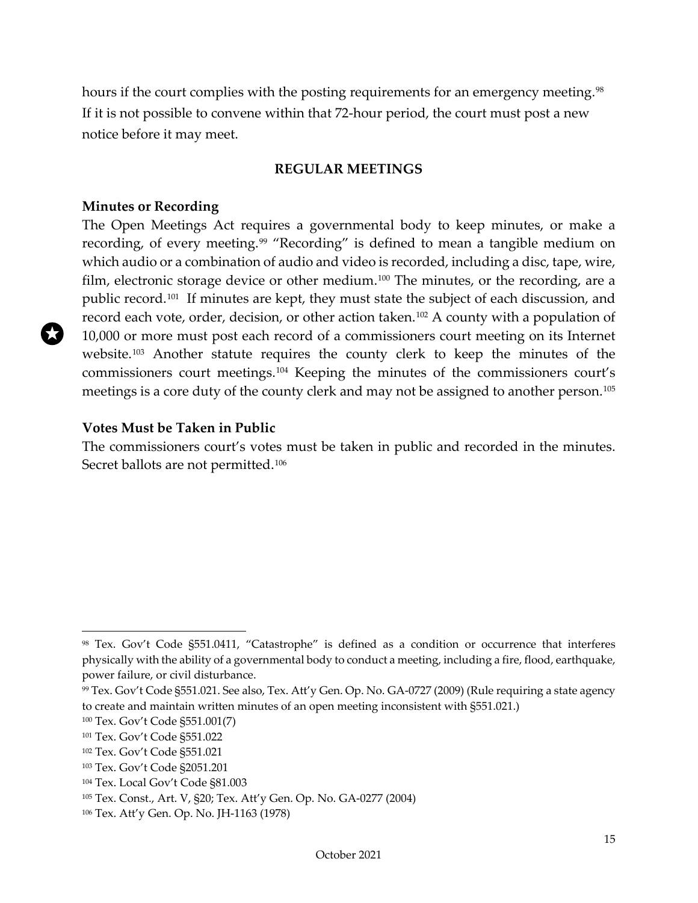hours if the court complies with the posting requirements for an emergency meeting.[98] If it is not possible to convene within that 72-hour period, the court must post a new notice before it may meet.

## REGULAR MEETINGS

### Minutes or Recording

The Open Meetings Act requires a governmental body to keep minutes, or make a recording, of every meeting.[99] "Recording" is defined to mean a tangible medium on which audio or a combination of audio and video is recorded, including a disc, tape, wire, film, electronic storage device or other medium.[100] The minutes, or the recording, are a public record.[101] If minutes are kept, they must state the subject of each discussion, and record each vote, order, decision, or other action taken.[102] A county with a population of 10,000 or more must post each record of a commissioners court meeting on its Internet website.[103] Another statute requires the county clerk to keep the minutes of the commissioners court meetings.[104] Keeping the minutes of the commissioners court's meetings is a core duty of the county clerk and may not be assigned to another person.[105]

### Votes Must be Taken in Public

The commissioners court's votes must be taken in public and recorded in the minutes. Secret ballots are not permitted.[106]

---

[98] Tex. Gov't Code §551.0411, "Catastrophe" is defined as a condition or occurrence that interferes physically with the ability of a governmental body to conduct a meeting, including a fire, flood, earthquake, power failure, or civil disturbance.

[99] Tex. Gov't Code §551.021. See also, Tex. Att'y Gen. Op. No. GA-0727 (2009) (Rule requiring a state agency to create and maintain written minutes of an open meeting inconsistent with §551.021.)

[100] Tex. Gov't Code §551.001(7)

[101] Tex. Gov't Code §551.022

[102] Tex. Gov't Code §551.021

[103] Tex. Gov't Code §2051.201

[104] Tex. Local Gov't Code §81.003

[105] Tex. Const., Art. V, §20; Tex. Att'y Gen. Op. No. GA-0277 (2004)

[106] Tex. Att'y Gen. Op. No. JH-1163 (1978)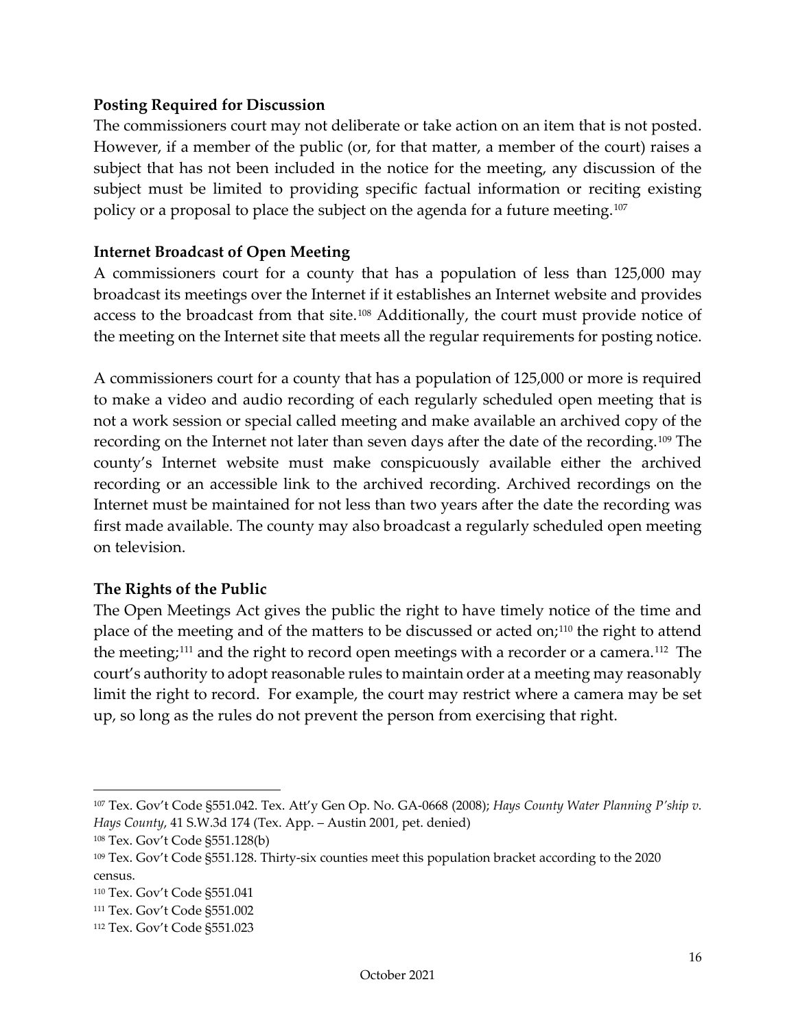**Posting Required for Discussion**

The commissioners court may not deliberate or take action on an item that is not posted. However, if a member of the public (or, for that matter, a member of the court) raises a subject that has not been included in the notice for the meeting, any discussion of the subject must be limited to providing specific factual information or reciting existing policy or a proposal to place the subject on the agenda for a future meeting.[107]

**Internet Broadcast of Open Meeting**

A commissioners court for a county that has a population of less than 125,000 may broadcast its meetings over the Internet if it establishes an Internet website and provides access to the broadcast from that site.[108] Additionally, the court must provide notice of the meeting on the Internet site that meets all the regular requirements for posting notice.

A commissioners court for a county that has a population of 125,000 or more is required to make a video and audio recording of each regularly scheduled open meeting that is not a work session or special called meeting and make available an archived copy of the recording on the Internet not later than seven days after the date of the recording.[109] The county's Internet website must make conspicuously available either the archived recording or an accessible link to the archived recording. Archived recordings on the Internet must be maintained for not less than two years after the date the recording was first made available. The county may also broadcast a regularly scheduled open meeting on television.

**The Rights of the Public**

The Open Meetings Act gives the public the right to have timely notice of the time and place of the meeting and of the matters to be discussed or acted on;[110] the right to attend the meeting;[111] and the right to record open meetings with a recorder or a camera.[112] The court's authority to adopt reasonable rules to maintain order at a meeting may reasonably limit the right to record. For example, the court may restrict where a camera may be set up, so long as the rules do not prevent the person from exercising that right.

---

[107] Tex. Gov't Code §551.042. Tex. Att'y Gen Op. No. GA-0668 (2008); *Hays County Water Planning P'ship v. Hays County*, 41 S.W.3d 174 (Tex. App. – Austin 2001, pet. denied)

[108] Tex. Gov't Code §551.128(b)

[109] Tex. Gov't Code §551.128. Thirty-six counties meet this population bracket according to the 2020 census.

[110] Tex. Gov't Code §551.041

[111] Tex. Gov't Code §551.002

[112] Tex. Gov't Code §551.023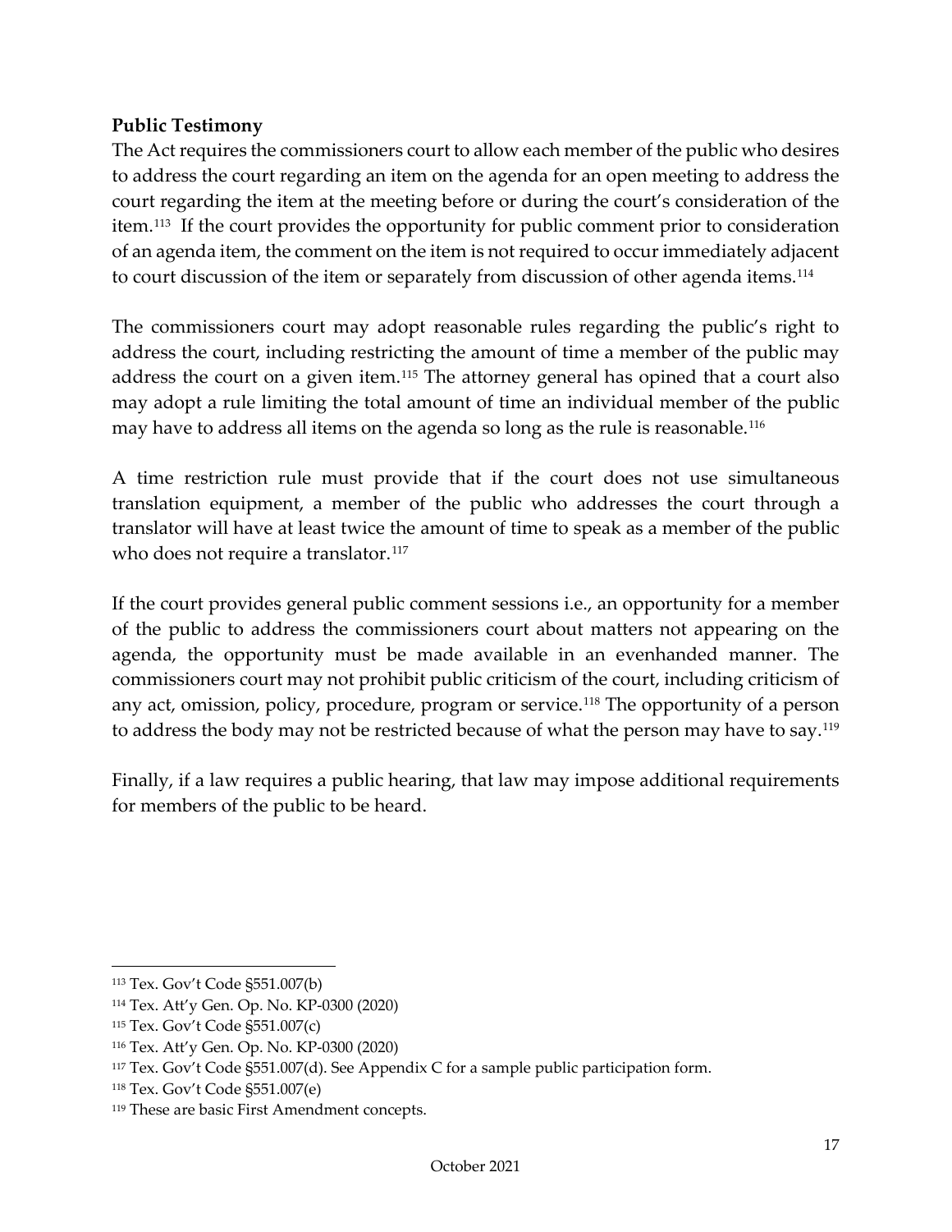**Public Testimony**

The Act requires the commissioners court to allow each member of the public who desires to address the court regarding an item on the agenda for an open meeting to address the court regarding the item at the meeting before or during the court's consideration of the item.[113] If the court provides the opportunity for public comment prior to consideration of an agenda item, the comment on the item is not required to occur immediately adjacent to court discussion of the item or separately from discussion of other agenda items.[114]

The commissioners court may adopt reasonable rules regarding the public's right to address the court, including restricting the amount of time a member of the public may address the court on a given item.[115] The attorney general has opined that a court also may adopt a rule limiting the total amount of time an individual member of the public may have to address all items on the agenda so long as the rule is reasonable.[116]

A time restriction rule must provide that if the court does not use simultaneous translation equipment, a member of the public who addresses the court through a translator will have at least twice the amount of time to speak as a member of the public who does not require a translator.[117]

If the court provides general public comment sessions i.e., an opportunity for a member of the public to address the commissioners court about matters not appearing on the agenda, the opportunity must be made available in an evenhanded manner. The commissioners court may not prohibit public criticism of the court, including criticism of any act, omission, policy, procedure, program or service.[118] The opportunity of a person to address the body may not be restricted because of what the person may have to say.[119]

Finally, if a law requires a public hearing, that law may impose additional requirements for members of the public to be heard.

---

[113] Tex. Gov't Code §551.007(b)

[114] Tex. Att'y Gen. Op. No. KP-0300 (2020)

[115] Tex. Gov't Code §551.007(c)

[116] Tex. Att'y Gen. Op. No. KP-0300 (2020)

[117] Tex. Gov't Code §551.007(d). See Appendix C for a sample public participation form.

[118] Tex. Gov't Code §551.007(e)

[119] These are basic First Amendment concepts.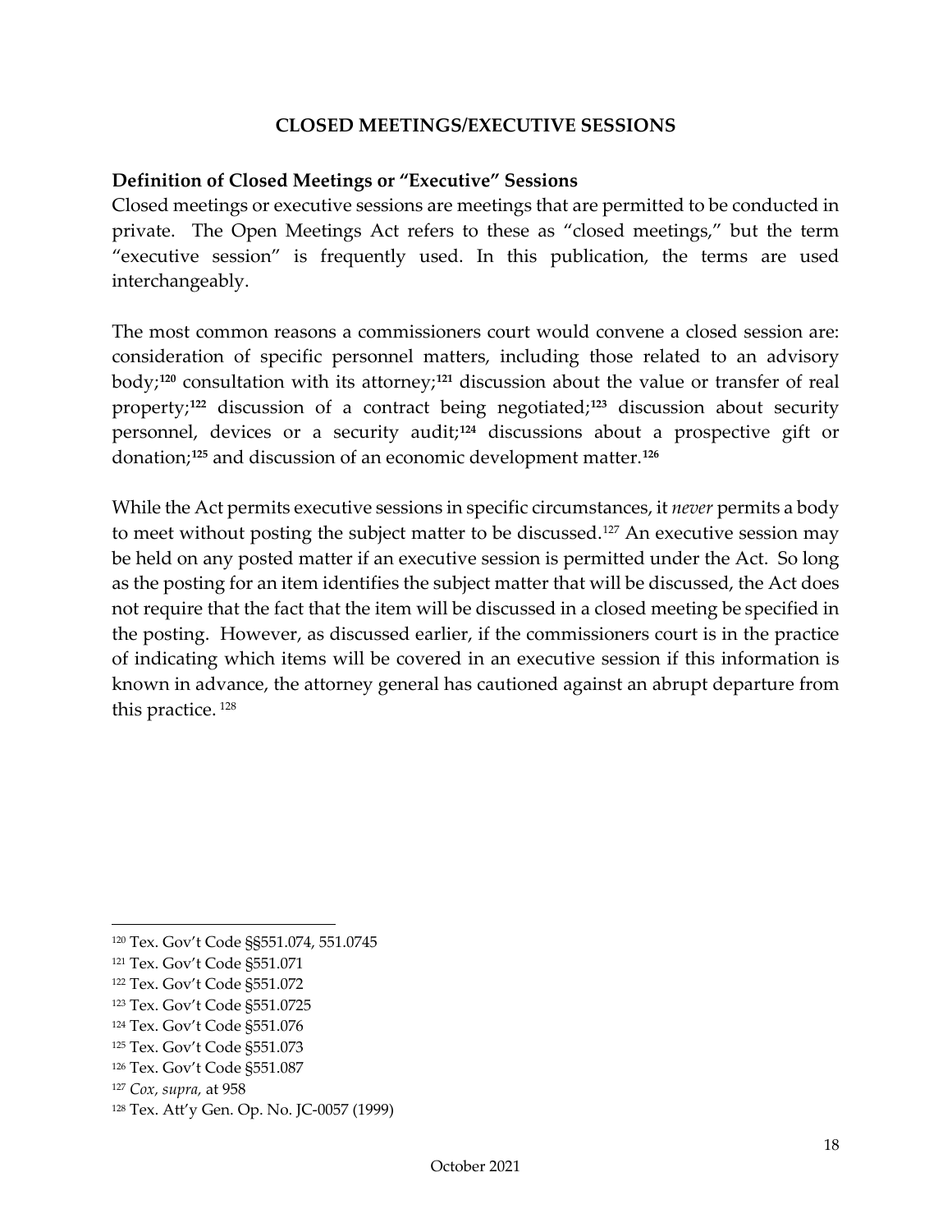## CLOSED MEETINGS/EXECUTIVE SESSIONS

### Definition of Closed Meetings or "Executive" Sessions

Closed meetings or executive sessions are meetings that are permitted to be conducted in private. The Open Meetings Act refers to these as "closed meetings," but the term "executive session" is frequently used. In this publication, the terms are used interchangeably.

The most common reasons a commissioners court would convene a closed session are: consideration of specific personnel matters, including those related to an advisory body;[120] consultation with its attorney;[121] discussion about the value or transfer of real property;[122] discussion of a contract being negotiated;[123] discussion about security personnel, devices or a security audit;[124] discussions about a prospective gift or donation;[125] and discussion of an economic development matter.[126]

While the Act permits executive sessions in specific circumstances, it *never* permits a body to meet without posting the subject matter to be discussed.[127] An executive session may be held on any posted matter if an executive session is permitted under the Act. So long as the posting for an item identifies the subject matter that will be discussed, the Act does not require that the fact that the item will be discussed in a closed meeting be specified in the posting. However, as discussed earlier, if the commissioners court is in the practice of indicating which items will be covered in an executive session if this information is known in advance, the attorney general has cautioned against an abrupt departure from this practice.[128]

---

[120] Tex. Gov't Code §§551.074, 551.0745

[121] Tex. Gov't Code §551.071

[122] Tex. Gov't Code §551.072

[123] Tex. Gov't Code §551.0725

[124] Tex. Gov't Code §551.076

[125] Tex. Gov't Code §551.073

[126] Tex. Gov't Code §551.087

[127] *Cox, supra,* at 958

[128] Tex. Att'y Gen. Op. No. JC-0057 (1999)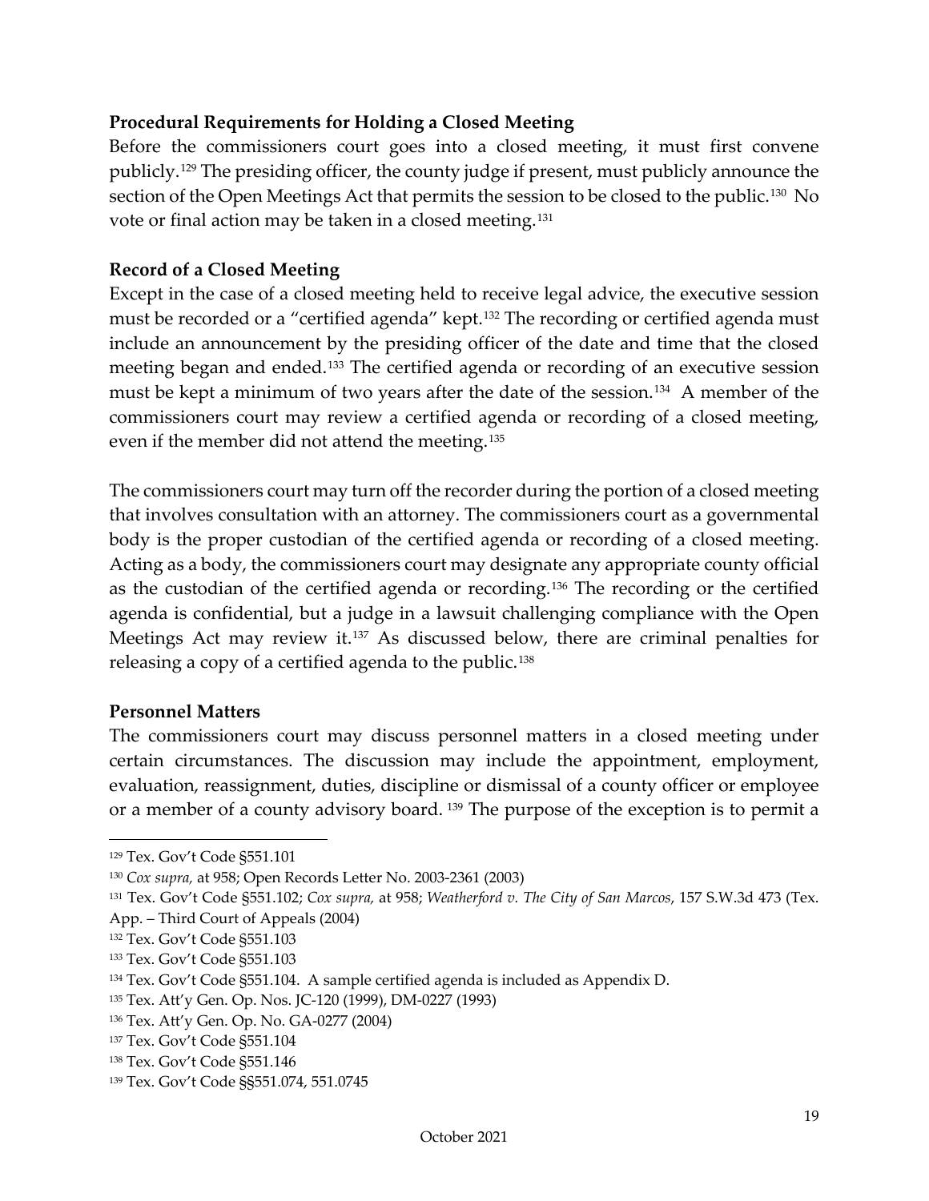**Procedural Requirements for Holding a Closed Meeting**

Before the commissioners court goes into a closed meeting, it must first convene publicly.[129] The presiding officer, the county judge if present, must publicly announce the section of the Open Meetings Act that permits the session to be closed to the public.[130] No vote or final action may be taken in a closed meeting.[131]

**Record of a Closed Meeting**

Except in the case of a closed meeting held to receive legal advice, the executive session must be recorded or a "certified agenda" kept.[132] The recording or certified agenda must include an announcement by the presiding officer of the date and time that the closed meeting began and ended.[133] The certified agenda or recording of an executive session must be kept a minimum of two years after the date of the session.[134] A member of the commissioners court may review a certified agenda or recording of a closed meeting, even if the member did not attend the meeting.[135]

The commissioners court may turn off the recorder during the portion of a closed meeting that involves consultation with an attorney. The commissioners court as a governmental body is the proper custodian of the certified agenda or recording of a closed meeting. Acting as a body, the commissioners court may designate any appropriate county official as the custodian of the certified agenda or recording.[136] The recording or the certified agenda is confidential, but a judge in a lawsuit challenging compliance with the Open Meetings Act may review it.[137] As discussed below, there are criminal penalties for releasing a copy of a certified agenda to the public.[138]

**Personnel Matters**

The commissioners court may discuss personnel matters in a closed meeting under certain circumstances. The discussion may include the appointment, employment, evaluation, reassignment, duties, discipline or dismissal of a county officer or employee or a member of a county advisory board. [139] The purpose of the exception is to permit a

---

[129] Tex. Gov't Code §551.101

[130] *Cox supra,* at 958; Open Records Letter No. 2003-2361 (2003)

[131] Tex. Gov't Code §551.102; *Cox supra,* at 958; *Weatherford v. The City of San Marcos*, 157 S.W.3d 473 (Tex. App. – Third Court of Appeals (2004)

[132] Tex. Gov't Code §551.103

[133] Tex. Gov't Code §551.103

[134] Tex. Gov't Code §551.104. A sample certified agenda is included as Appendix D.

[135] Tex. Att'y Gen. Op. Nos. JC-120 (1999), DM-0227 (1993)

[136] Tex. Att'y Gen. Op. No. GA-0277 (2004)

[137] Tex. Gov't Code §551.104

[138] Tex. Gov't Code §551.146

[139] Tex. Gov't Code §§551.074, 551.0745

October 2021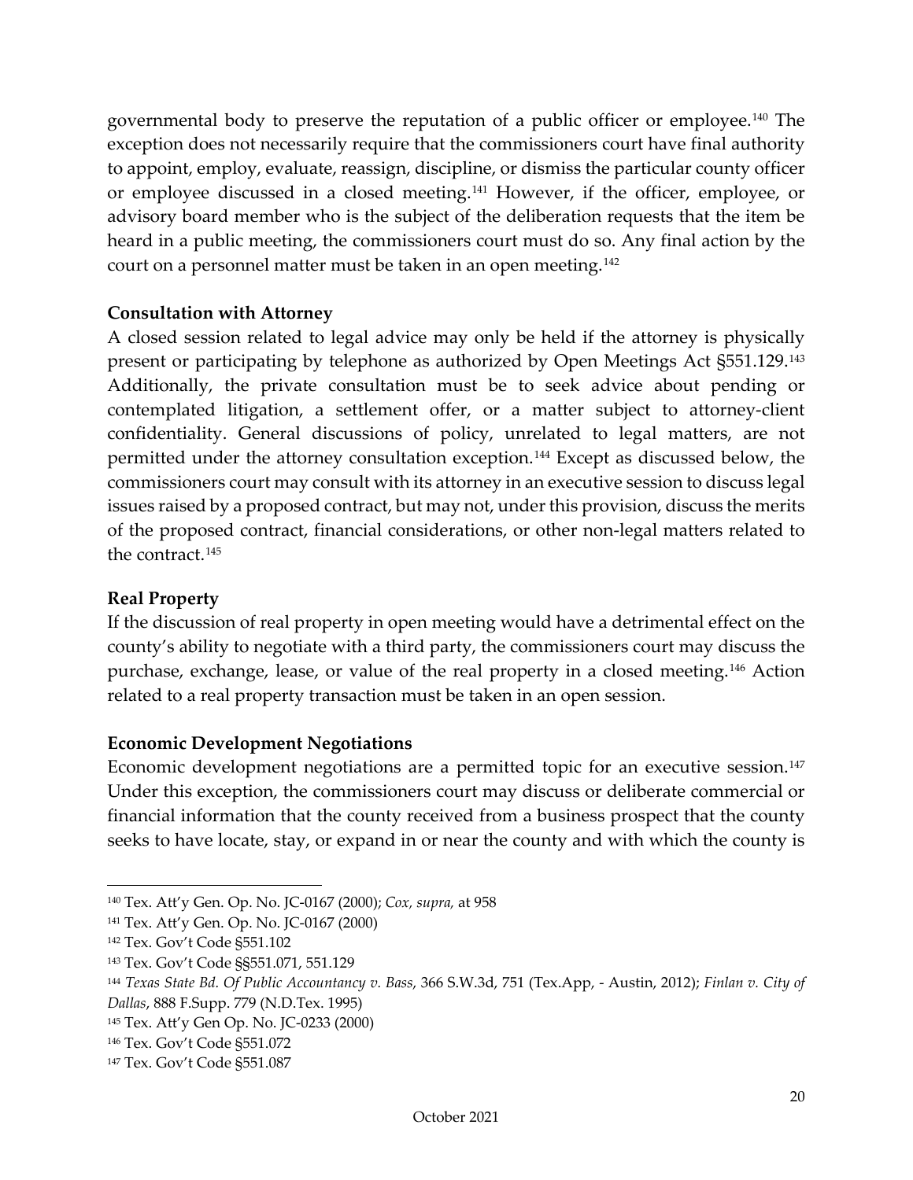governmental body to preserve the reputation of a public officer or employee.[140] The exception does not necessarily require that the commissioners court have final authority to appoint, employ, evaluate, reassign, discipline, or dismiss the particular county officer or employee discussed in a closed meeting.[141] However, if the officer, employee, or advisory board member who is the subject of the deliberation requests that the item be heard in a public meeting, the commissioners court must do so. Any final action by the court on a personnel matter must be taken in an open meeting.[142]

**Consultation with Attorney**

A closed session related to legal advice may only be held if the attorney is physically present or participating by telephone as authorized by Open Meetings Act §551.129.[143] Additionally, the private consultation must be to seek advice about pending or contemplated litigation, a settlement offer, or a matter subject to attorney-client confidentiality. General discussions of policy, unrelated to legal matters, are not permitted under the attorney consultation exception.[144] Except as discussed below, the commissioners court may consult with its attorney in an executive session to discuss legal issues raised by a proposed contract, but may not, under this provision, discuss the merits of the proposed contract, financial considerations, or other non-legal matters related to the contract.[145]

**Real Property**

If the discussion of real property in open meeting would have a detrimental effect on the county's ability to negotiate with a third party, the commissioners court may discuss the purchase, exchange, lease, or value of the real property in a closed meeting.[146] Action related to a real property transaction must be taken in an open session.

**Economic Development Negotiations**

Economic development negotiations are a permitted topic for an executive session.[147] Under this exception, the commissioners court may discuss or deliberate commercial or financial information that the county received from a business prospect that the county seeks to have locate, stay, or expand in or near the county and with which the county is

---

[140] Tex. Att'y Gen. Op. No. JC-0167 (2000); *Cox, supra,* at 958

[141] Tex. Att'y Gen. Op. No. JC-0167 (2000)

[142] Tex. Gov't Code §551.102

[143] Tex. Gov't Code §§551.071, 551.129

[144] *Texas State Bd. Of Public Accountancy v. Bass*, 366 S.W.3d, 751 (Tex.App, - Austin, 2012); *Finlan v. City of Dallas*, 888 F.Supp. 779 (N.D.Tex. 1995)

[145] Tex. Att'y Gen Op. No. JC-0233 (2000)

[146] Tex. Gov't Code §551.072

[147] Tex. Gov't Code §551.087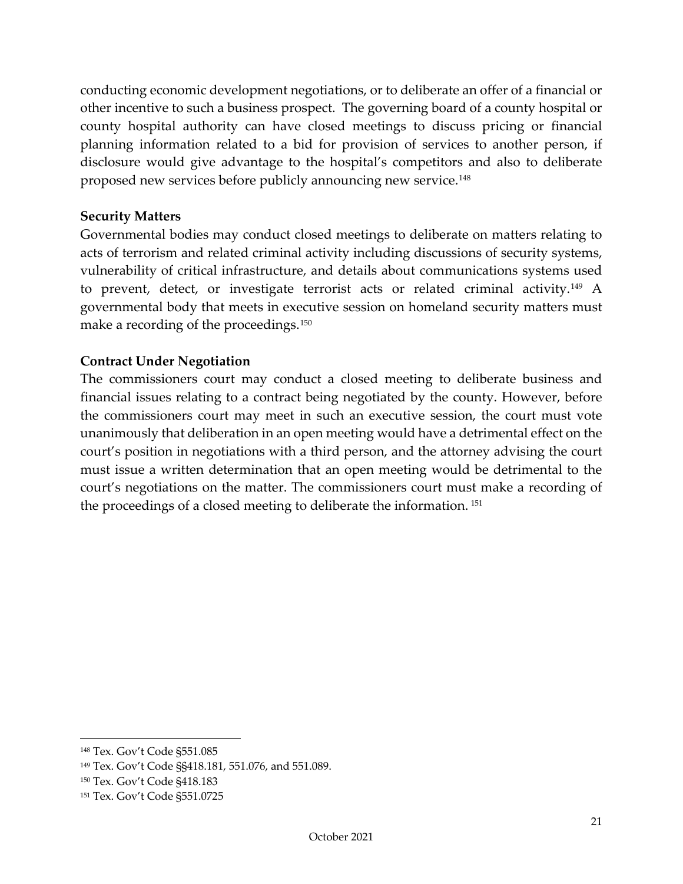conducting economic development negotiations, or to deliberate an offer of a financial or other incentive to such a business prospect. The governing board of a county hospital or county hospital authority can have closed meetings to discuss pricing or financial planning information related to a bid for provision of services to another person, if disclosure would give advantage to the hospital's competitors and also to deliberate proposed new services before publicly announcing new service.[148]

**Security Matters**

Governmental bodies may conduct closed meetings to deliberate on matters relating to acts of terrorism and related criminal activity including discussions of security systems, vulnerability of critical infrastructure, and details about communications systems used to prevent, detect, or investigate terrorist acts or related criminal activity.[149] A governmental body that meets in executive session on homeland security matters must make a recording of the proceedings.[150]

**Contract Under Negotiation**

The commissioners court may conduct a closed meeting to deliberate business and financial issues relating to a contract being negotiated by the county. However, before the commissioners court may meet in such an executive session, the court must vote unanimously that deliberation in an open meeting would have a detrimental effect on the court's position in negotiations with a third person, and the attorney advising the court must issue a written determination that an open meeting would be detrimental to the court's negotiations on the matter. The commissioners court must make a recording of the proceedings of a closed meeting to deliberate the information.[151]

---

[148] Tex. Gov't Code §551.085

[149] Tex. Gov't Code §§418.181, 551.076, and 551.089.

[150] Tex. Gov't Code §418.183

[151] Tex. Gov't Code §551.0725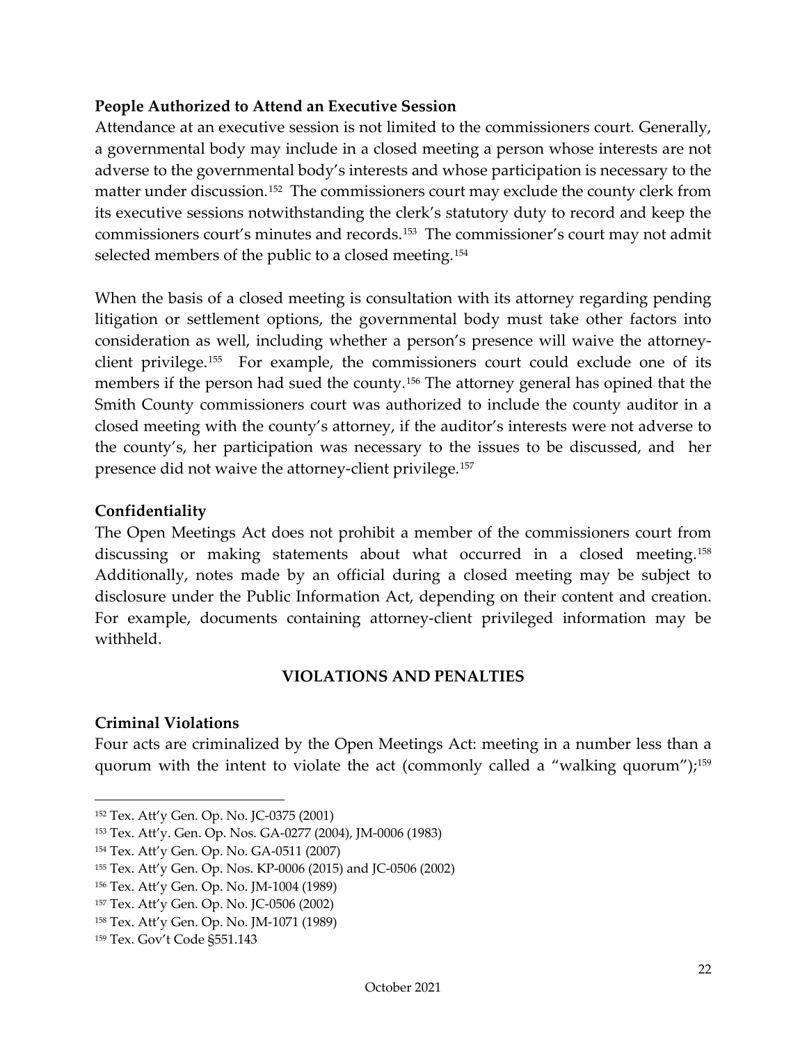### People Authorized to Attend an Executive Session

Attendance at an executive session is not limited to the commissioners court. Generally, a governmental body may include in a closed meeting a person whose interests are not adverse to the governmental body's interests and whose participation is necessary to the matter under discussion.[152] The commissioners court may exclude the county clerk from its executive sessions notwithstanding the clerk's statutory duty to record and keep the commissioners court's minutes and records.[153] The commissioner's court may not admit selected members of the public to a closed meeting.[154]

When the basis of a closed meeting is consultation with its attorney regarding pending litigation or settlement options, the governmental body must take other factors into consideration as well, including whether a person's presence will waive the attorney-client privilege.[155] For example, the commissioners court could exclude one of its members if the person had sued the county.[156] The attorney general has opined that the Smith County commissioners court was authorized to include the county auditor in a closed meeting with the county's attorney, if the auditor's interests were not adverse to the county's, her participation was necessary to the issues to be discussed, and her presence did not waive the attorney-client privilege.[157]

### Confidentiality

The Open Meetings Act does not prohibit a member of the commissioners court from discussing or making statements about what occurred in a closed meeting.[158] Additionally, notes made by an official during a closed meeting may be subject to disclosure under the Public Information Act, depending on their content and creation. For example, documents containing attorney-client privileged information may be withheld.

## VIOLATIONS AND PENALTIES

### Criminal Violations

Four acts are criminalized by the Open Meetings Act: meeting in a number less than a quorum with the intent to violate the act (commonly called a "walking quorum");[159]

---

[152] Tex. Att'y Gen. Op. No. JC-0375 (2001)
[153] Tex. Att'y. Gen. Op. Nos. GA-0277 (2004), JM-0006 (1983)
[154] Tex. Att'y Gen. Op. No. GA-0511 (2007)
[155] Tex. Att'y Gen. Op. Nos. KP-0006 (2015) and JC-0506 (2002)
[156] Tex. Att'y Gen. Op. No. JM-1004 (1989)
[157] Tex. Att'y Gen. Op. No. JC-0506 (2002)
[158] Tex. Att'y Gen. Op. No. JM-1071 (1989)
[159] Tex. Gov't Code §551.143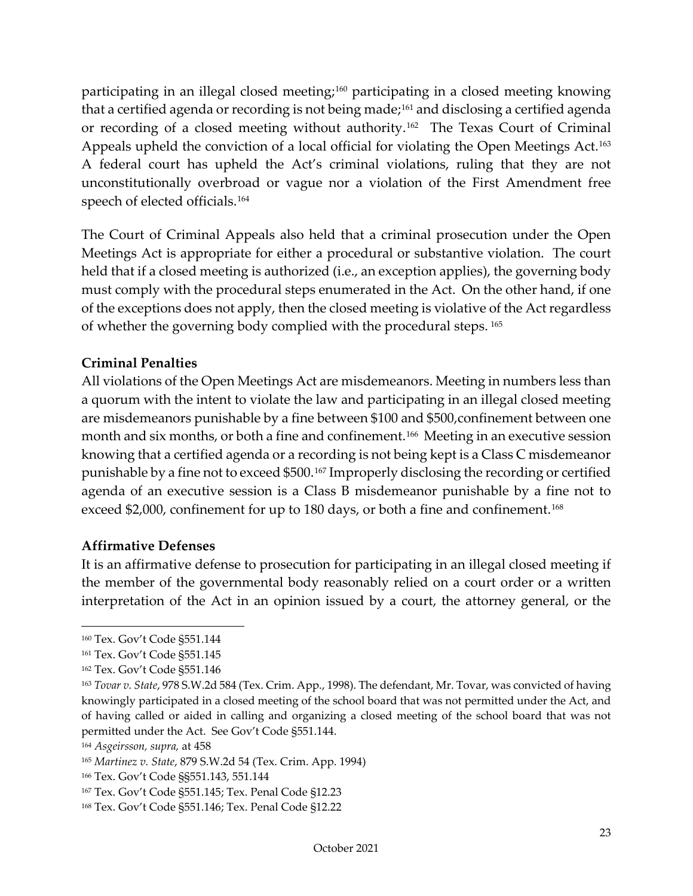participating in an illegal closed meeting;[160] participating in a closed meeting knowing that a certified agenda or recording is not being made;[161] and disclosing a certified agenda or recording of a closed meeting without authority.[162] The Texas Court of Criminal Appeals upheld the conviction of a local official for violating the Open Meetings Act.[163] A federal court has upheld the Act's criminal violations, ruling that they are not unconstitutionally overbroad or vague nor a violation of the First Amendment free speech of elected officials.[164]

The Court of Criminal Appeals also held that a criminal prosecution under the Open Meetings Act is appropriate for either a procedural or substantive violation. The court held that if a closed meeting is authorized (i.e., an exception applies), the governing body must comply with the procedural steps enumerated in the Act. On the other hand, if one of the exceptions does not apply, then the closed meeting is violative of the Act regardless of whether the governing body complied with the procedural steps.[165]

**Criminal Penalties**

All violations of the Open Meetings Act are misdemeanors. Meeting in numbers less than a quorum with the intent to violate the law and participating in an illegal closed meeting are misdemeanors punishable by a fine between $100 and $500,confinement between one month and six months, or both a fine and confinement.[166] Meeting in an executive session knowing that a certified agenda or a recording is not being kept is a Class C misdemeanor punishable by a fine not to exceed $500.[167] Improperly disclosing the recording or certified agenda of an executive session is a Class B misdemeanor punishable by a fine not to exceed $2,000, confinement for up to 180 days, or both a fine and confinement.[168]

**Affirmative Defenses**

It is an affirmative defense to prosecution for participating in an illegal closed meeting if the member of the governmental body reasonably relied on a court order or a written interpretation of the Act in an opinion issued by a court, the attorney general, or the

---

[160] Tex. Gov't Code §551.144

[161] Tex. Gov't Code §551.145

[162] Tex. Gov't Code §551.146

[163] *Tovar v. State*, 978 S.W.2d 584 (Tex. Crim. App., 1998). The defendant, Mr. Tovar, was convicted of having knowingly participated in a closed meeting of the school board that was not permitted under the Act, and of having called or aided in calling and organizing a closed meeting of the school board that was not permitted under the Act. See Gov't Code §551.144.

[164] *Asgeirsson, supra,* at 458

[165] *Martinez v. State*, 879 S.W.2d 54 (Tex. Crim. App. 1994)

[166] Tex. Gov't Code §§551.143, 551.144

[167] Tex. Gov't Code §551.145; Tex. Penal Code §12.23

[168] Tex. Gov't Code §551.146; Tex. Penal Code §12.22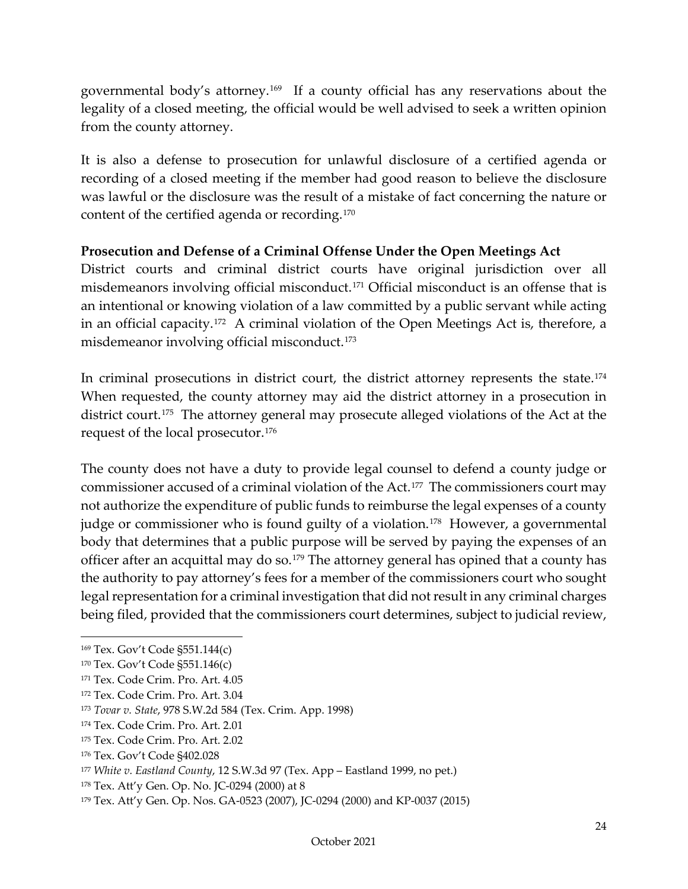governmental body's attorney.[169] If a county official has any reservations about the legality of a closed meeting, the official would be well advised to seek a written opinion from the county attorney.

It is also a defense to prosecution for unlawful disclosure of a certified agenda or recording of a closed meeting if the member had good reason to believe the disclosure was lawful or the disclosure was the result of a mistake of fact concerning the nature or content of the certified agenda or recording.[170]

**Prosecution and Defense of a Criminal Offense Under the Open Meetings Act**

District courts and criminal district courts have original jurisdiction over all misdemeanors involving official misconduct.[171] Official misconduct is an offense that is an intentional or knowing violation of a law committed by a public servant while acting in an official capacity.[172] A criminal violation of the Open Meetings Act is, therefore, a misdemeanor involving official misconduct.[173]

In criminal prosecutions in district court, the district attorney represents the state.[174] When requested, the county attorney may aid the district attorney in a prosecution in district court.[175] The attorney general may prosecute alleged violations of the Act at the request of the local prosecutor.[176]

The county does not have a duty to provide legal counsel to defend a county judge or commissioner accused of a criminal violation of the Act.[177] The commissioners court may not authorize the expenditure of public funds to reimburse the legal expenses of a county judge or commissioner who is found guilty of a violation.[178] However, a governmental body that determines that a public purpose will be served by paying the expenses of an officer after an acquittal may do so.[179] The attorney general has opined that a county has the authority to pay attorney's fees for a member of the commissioners court who sought legal representation for a criminal investigation that did not result in any criminal charges being filed, provided that the commissioners court determines, subject to judicial review,

---

[169] Tex. Gov't Code §551.144(c)

[170] Tex. Gov't Code §551.146(c)

[171] Tex. Code Crim. Pro. Art. 4.05

[172] Tex. Code Crim. Pro. Art. 3.04

[173] *Tovar v. State*, 978 S.W.2d 584 (Tex. Crim. App. 1998)

[174] Tex. Code Crim. Pro. Art. 2.01

[175] Tex. Code Crim. Pro. Art. 2.02

[176] Tex. Gov't Code §402.028

[177] *White v. Eastland County*, 12 S.W.3d 97 (Tex. App – Eastland 1999, no pet.)

[178] Tex. Att'y Gen. Op. No. JC-0294 (2000) at 8

[179] Tex. Att'y Gen. Op. Nos. GA-0523 (2007), JC-0294 (2000) and KP-0037 (2015)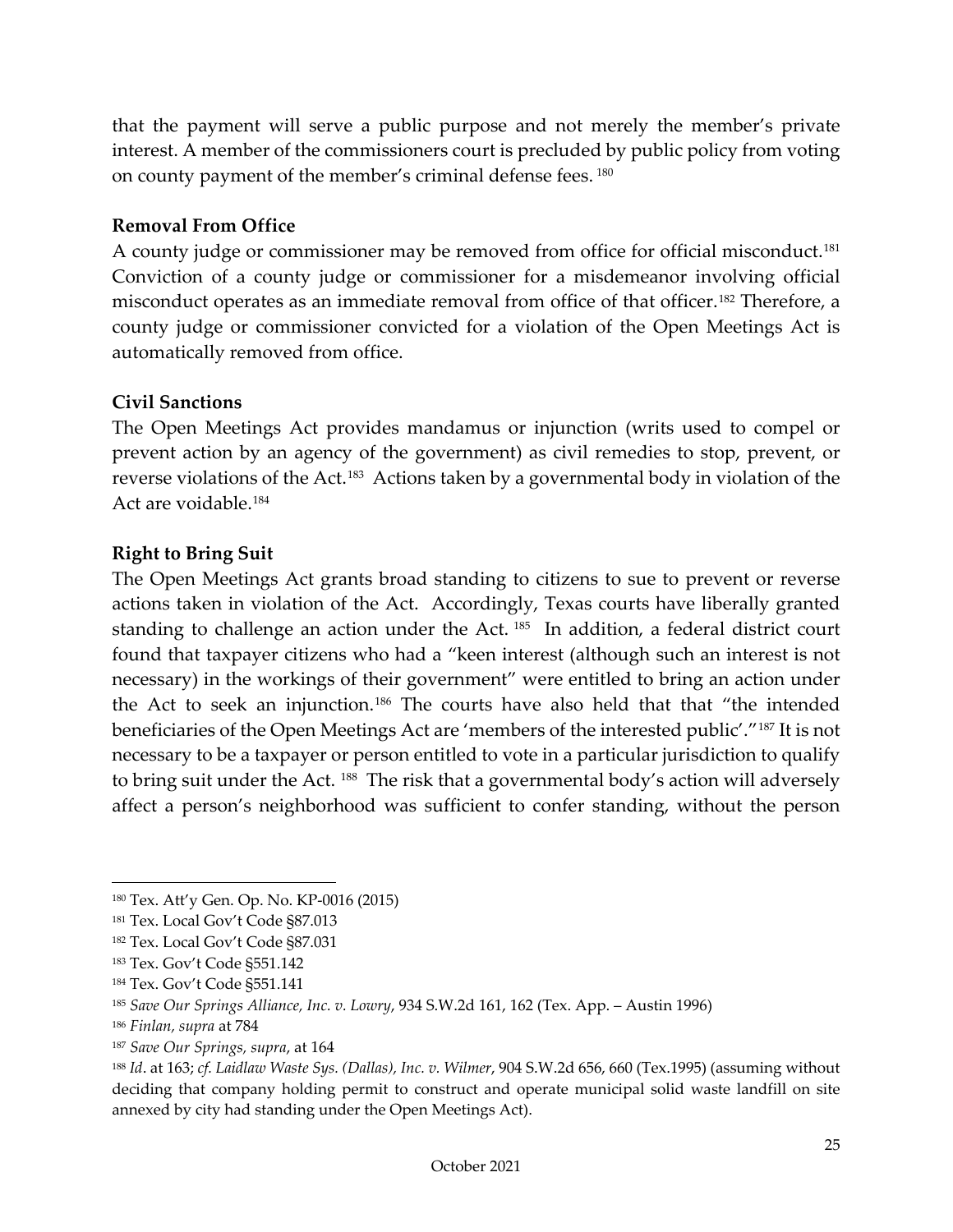that the payment will serve a public purpose and not merely the member's private interest. A member of the commissioners court is precluded by public policy from voting on county payment of the member's criminal defense fees. [180]

**Removal From Office**

A county judge or commissioner may be removed from office for official misconduct.[181] Conviction of a county judge or commissioner for a misdemeanor involving official misconduct operates as an immediate removal from office of that officer.[182] Therefore, a county judge or commissioner convicted for a violation of the Open Meetings Act is automatically removed from office.

**Civil Sanctions**

The Open Meetings Act provides mandamus or injunction (writs used to compel or prevent action by an agency of the government) as civil remedies to stop, prevent, or reverse violations of the Act.[183] Actions taken by a governmental body in violation of the Act are voidable.[184]

**Right to Bring Suit**

The Open Meetings Act grants broad standing to citizens to sue to prevent or reverse actions taken in violation of the Act. Accordingly, Texas courts have liberally granted standing to challenge an action under the Act. [185] In addition, a federal district court found that taxpayer citizens who had a "keen interest (although such an interest is not necessary) in the workings of their government" were entitled to bring an action under the Act to seek an injunction.[186] The courts have also held that that "the intended beneficiaries of the Open Meetings Act are 'members of the interested public'."[187] It is not necessary to be a taxpayer or person entitled to vote in a particular jurisdiction to qualify to bring suit under the Act. [188] The risk that a governmental body's action will adversely affect a person's neighborhood was sufficient to confer standing, without the person

---

[180] Tex. Att'y Gen. Op. No. KP-0016 (2015)

[181] Tex. Local Gov't Code §87.013

[182] Tex. Local Gov't Code §87.031

[183] Tex. Gov't Code §551.142

[184] Tex. Gov't Code §551.141

[185] *Save Our Springs Alliance, Inc. v. Lowry*, 934 S.W.2d 161, 162 (Tex. App. – Austin 1996)

[186] *Finlan, supra* at 784

[187] *Save Our Springs, supra*, at 164

[188] *Id*. at 163; *cf. Laidlaw Waste Sys. (Dallas), Inc. v. Wilmer*, 904 S.W.2d 656, 660 (Tex.1995) (assuming without deciding that company holding permit to construct and operate municipal solid waste landfill on site annexed by city had standing under the Open Meetings Act).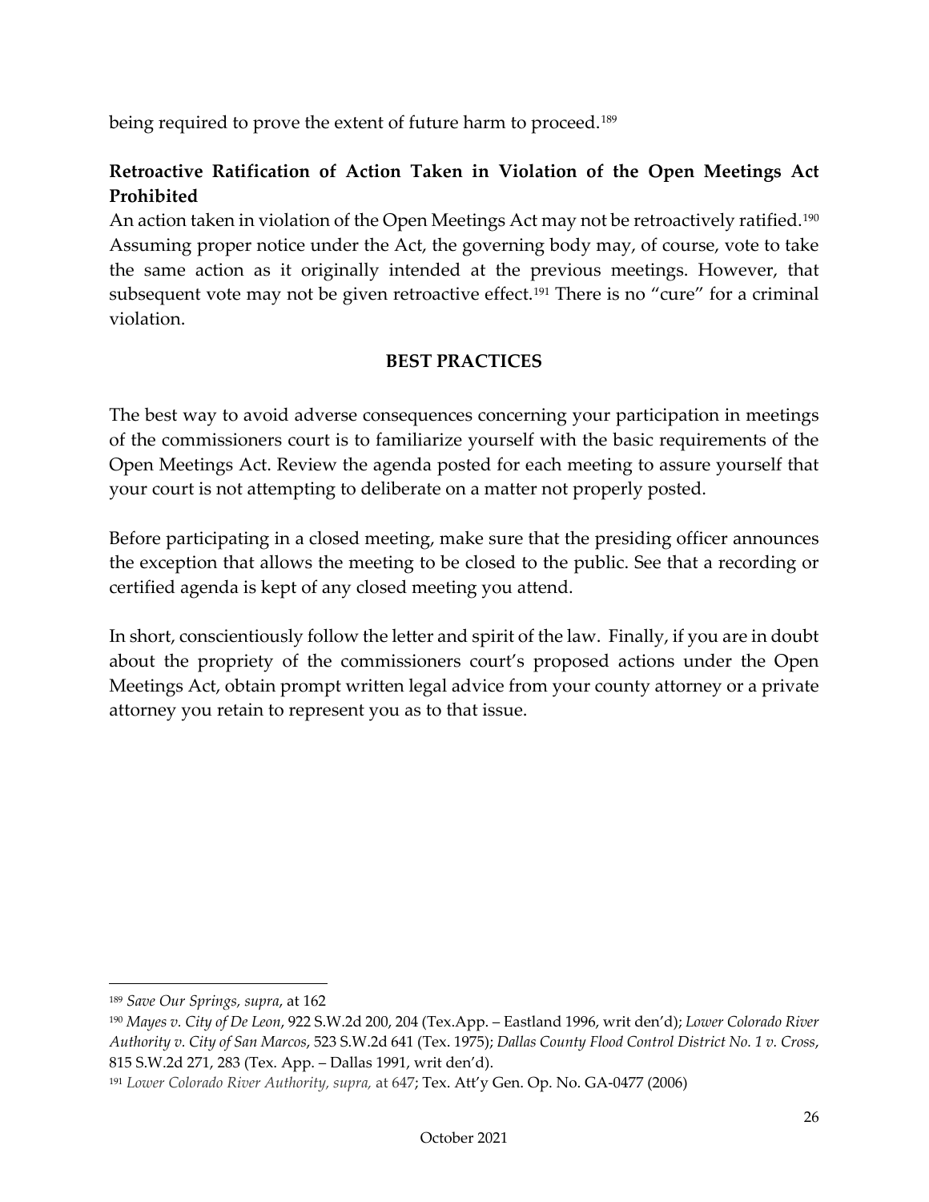being required to prove the extent of future harm to proceed.[189]

**Retroactive Ratification of Action Taken in Violation of the Open Meetings Act Prohibited**

An action taken in violation of the Open Meetings Act may not be retroactively ratified.[190] Assuming proper notice under the Act, the governing body may, of course, vote to take the same action as it originally intended at the previous meetings. However, that subsequent vote may not be given retroactive effect.[191] There is no "cure" for a criminal violation.

## BEST PRACTICES

The best way to avoid adverse consequences concerning your participation in meetings of the commissioners court is to familiarize yourself with the basic requirements of the Open Meetings Act. Review the agenda posted for each meeting to assure yourself that your court is not attempting to deliberate on a matter not properly posted.

Before participating in a closed meeting, make sure that the presiding officer announces the exception that allows the meeting to be closed to the public. See that a recording or certified agenda is kept of any closed meeting you attend.

In short, conscientiously follow the letter and spirit of the law. Finally, if you are in doubt about the propriety of the commissioners court's proposed actions under the Open Meetings Act, obtain prompt written legal advice from your county attorney or a private attorney you retain to represent you as to that issue.

---

[189] *Save Our Springs, supra*, at 162

[190] *Mayes v. City of De Leon*, 922 S.W.2d 200, 204 (Tex.App. – Eastland 1996, writ den'd); *Lower Colorado River Authority v. City of San Marcos*, 523 S.W.2d 641 (Tex. 1975); *Dallas County Flood Control District No. 1 v. Cross*, 815 S.W.2d 271, 283 (Tex. App. – Dallas 1991, writ den'd).

[191] *Lower Colorado River Authority, supra,* at 647; Tex. Att'y Gen. Op. No. GA-0477 (2006)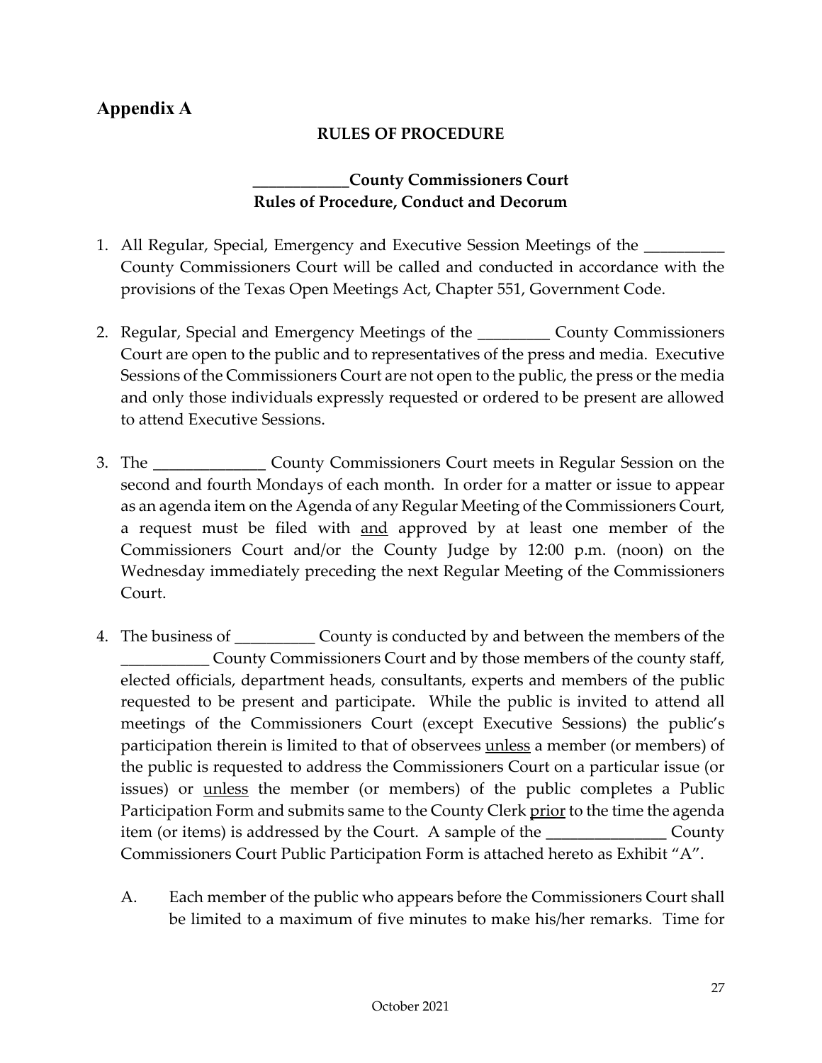## Appendix A

**RULES OF PROCEDURE**

**____________County Commissioners Court**
**Rules of Procedure, Conduct and Decorum**

1. All Regular, Special, Emergency and Executive Session Meetings of the __________ County Commissioners Court will be called and conducted in accordance with the provisions of the Texas Open Meetings Act, Chapter 551, Government Code.

2. Regular, Special and Emergency Meetings of the _________ County Commissioners Court are open to the public and to representatives of the press and media. Executive Sessions of the Commissioners Court are not open to the public, the press or the media and only those individuals expressly requested or ordered to be present are allowed to attend Executive Sessions.

3. The ______________ County Commissioners Court meets in Regular Session on the second and fourth Mondays of each month. In order for a matter or issue to appear as an agenda item on the Agenda of any Regular Meeting of the Commissioners Court, a request must be filed with <u>and</u> approved by at least one member of the Commissioners Court and/or the County Judge by 12:00 p.m. (noon) on the Wednesday immediately preceding the next Regular Meeting of the Commissioners Court.

4. The business of __________ County is conducted by and between the members of the ___________ County Commissioners Court and by those members of the county staff, elected officials, department heads, consultants, experts and members of the public requested to be present and participate. While the public is invited to attend all meetings of the Commissioners Court (except Executive Sessions) the public's participation therein is limited to that of observees <u>unless</u> a member (or members) of the public is requested to address the Commissioners Court on a particular issue (or issues) or <u>unless</u> the member (or members) of the public completes a Public Participation Form and submits same to the County Clerk <u>prior</u> to the time the agenda item (or items) is addressed by the Court. A sample of the _______________ County Commissioners Court Public Participation Form is attached hereto as Exhibit "A".

   A. Each member of the public who appears before the Commissioners Court shall be limited to a maximum of five minutes to make his/her remarks. Time for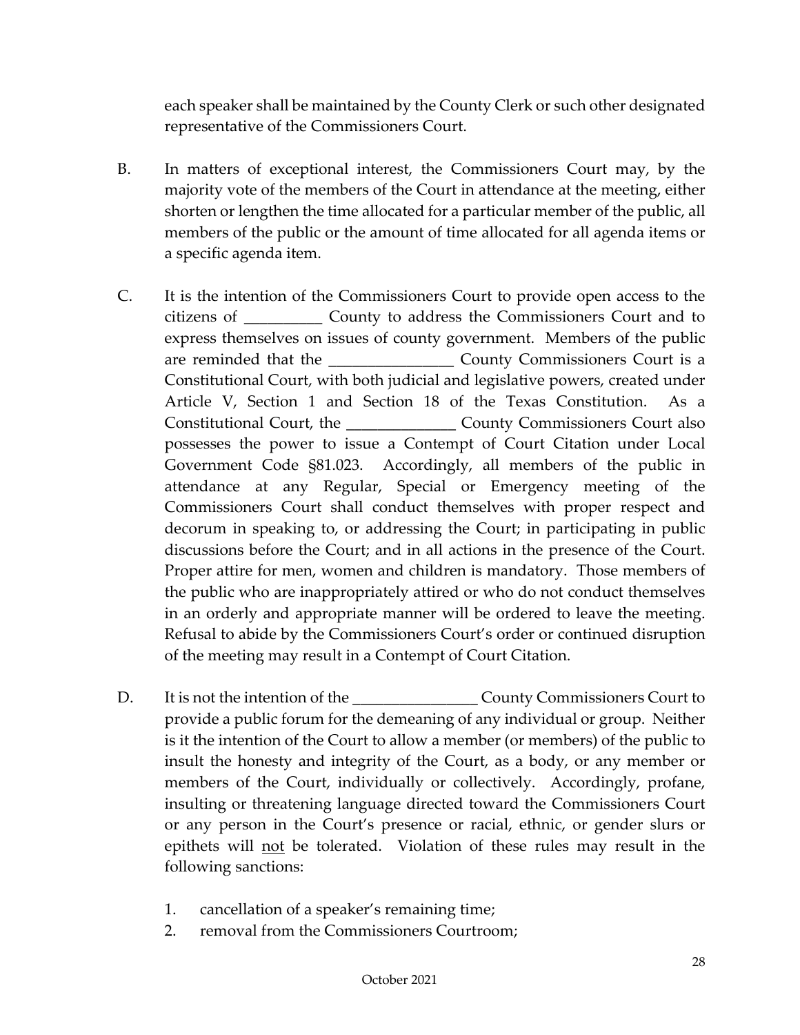each speaker shall be maintained by the County Clerk or such other designated representative of the Commissioners Court.

B. In matters of exceptional interest, the Commissioners Court may, by the majority vote of the members of the Court in attendance at the meeting, either shorten or lengthen the time allocated for a particular member of the public, all members of the public or the amount of time allocated for all agenda items or a specific agenda item.

C. It is the intention of the Commissioners Court to provide open access to the citizens of __________ County to address the Commissioners Court and to express themselves on issues of county government. Members of the public are reminded that the ________________ County Commissioners Court is a Constitutional Court, with both judicial and legislative powers, created under Article V, Section 1 and Section 18 of the Texas Constitution. As a Constitutional Court, the ______________ County Commissioners Court also possesses the power to issue a Contempt of Court Citation under Local Government Code §81.023. Accordingly, all members of the public in attendance at any Regular, Special or Emergency meeting of the Commissioners Court shall conduct themselves with proper respect and decorum in speaking to, or addressing the Court; in participating in public discussions before the Court; and in all actions in the presence of the Court. Proper attire for men, women and children is mandatory. Those members of the public who are inappropriately attired or who do not conduct themselves in an orderly and appropriate manner will be ordered to leave the meeting. Refusal to abide by the Commissioners Court's order or continued disruption of the meeting may result in a Contempt of Court Citation.

D. It is not the intention of the ________________ County Commissioners Court to provide a public forum for the demeaning of any individual or group. Neither is it the intention of the Court to allow a member (or members) of the public to insult the honesty and integrity of the Court, as a body, or any member or members of the Court, individually or collectively. Accordingly, profane, insulting or threatening language directed toward the Commissioners Court or any person in the Court's presence or racial, ethnic, or gender slurs or epithets will <u>not</u> be tolerated. Violation of these rules may result in the following sanctions:

1. cancellation of a speaker's remaining time;
2. removal from the Commissioners Courtroom;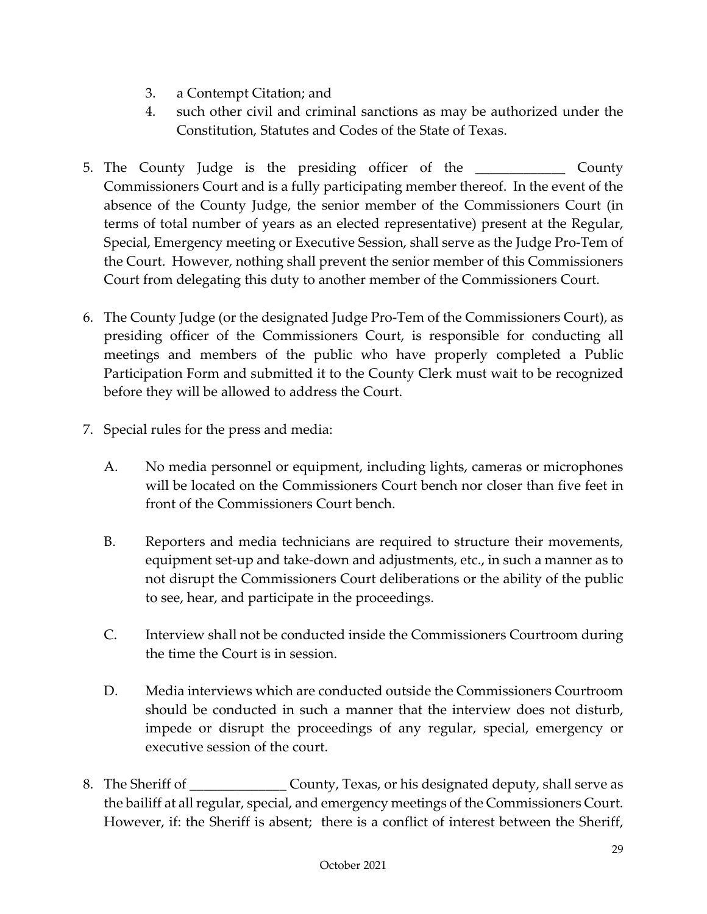3. a Contempt Citation; and
4. such other civil and criminal sanctions as may be authorized under the Constitution, Statutes and Codes of the State of Texas.

5. The County Judge is the presiding officer of the _____________ County Commissioners Court and is a fully participating member thereof. In the event of the absence of the County Judge, the senior member of the Commissioners Court (in terms of total number of years as an elected representative) present at the Regular, Special, Emergency meeting or Executive Session, shall serve as the Judge Pro-Tem of the Court. However, nothing shall prevent the senior member of this Commissioners Court from delegating this duty to another member of the Commissioners Court.

6. The County Judge (or the designated Judge Pro-Tem of the Commissioners Court), as presiding officer of the Commissioners Court, is responsible for conducting all meetings and members of the public who have properly completed a Public Participation Form and submitted it to the County Clerk must wait to be recognized before they will be allowed to address the Court.

7. Special rules for the press and media:

   A. No media personnel or equipment, including lights, cameras or microphones will be located on the Commissioners Court bench nor closer than five feet in front of the Commissioners Court bench.

   B. Reporters and media technicians are required to structure their movements, equipment set-up and take-down and adjustments, etc., in such a manner as to not disrupt the Commissioners Court deliberations or the ability of the public to see, hear, and participate in the proceedings.

   C. Interview shall not be conducted inside the Commissioners Courtroom during the time the Court is in session.

   D. Media interviews which are conducted outside the Commissioners Courtroom should be conducted in such a manner that the interview does not disturb, impede or disrupt the proceedings of any regular, special, emergency or executive session of the court.

8. The Sheriff of ______________ County, Texas, or his designated deputy, shall serve as the bailiff at all regular, special, and emergency meetings of the Commissioners Court. However, if: the Sheriff is absent; there is a conflict of interest between the Sheriff,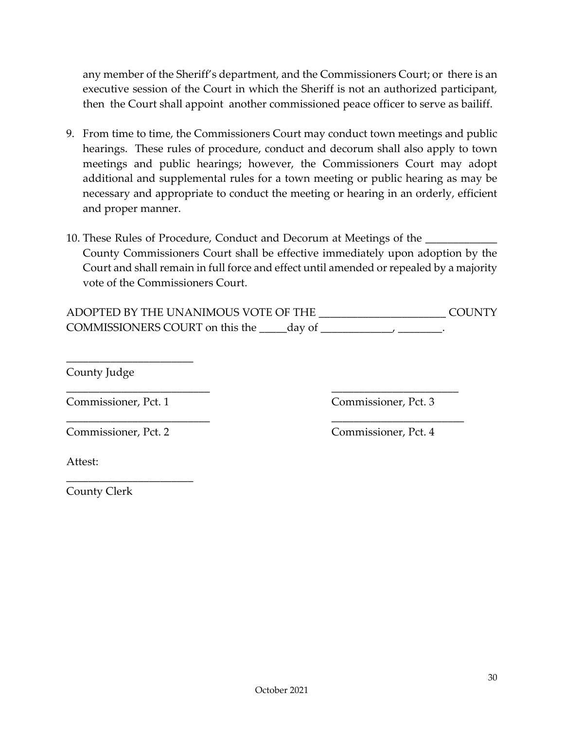any member of the Sheriff's department, and the Commissioners Court; or there is an executive session of the Court in which the Sheriff is not an authorized participant, then the Court shall appoint another commissioned peace officer to serve as bailiff.

9. From time to time, the Commissioners Court may conduct town meetings and public hearings. These rules of procedure, conduct and decorum shall also apply to town meetings and public hearings; however, the Commissioners Court may adopt additional and supplemental rules for a town meeting or public hearing as may be necessary and appropriate to conduct the meeting or hearing in an orderly, efficient and proper manner.

10. These Rules of Procedure, Conduct and Decorum at Meetings of the _____________ County Commissioners Court shall be effective immediately upon adoption by the Court and shall remain in full force and effect until amended or repealed by a majority vote of the Commissioners Court.

ADOPTED BY THE UNANIMOUS VOTE OF THE _______________________ COUNTY COMMISSIONERS COURT on this the _____day of _____________, ________.

_______________________
County Judge

__________________________ 
Commissioner, Pct. 1

_______________________
Commissioner, Pct. 3

__________________________
Commissioner, Pct. 2

________________________
Commissioner, Pct. 4

Attest:

_______________________
County Clerk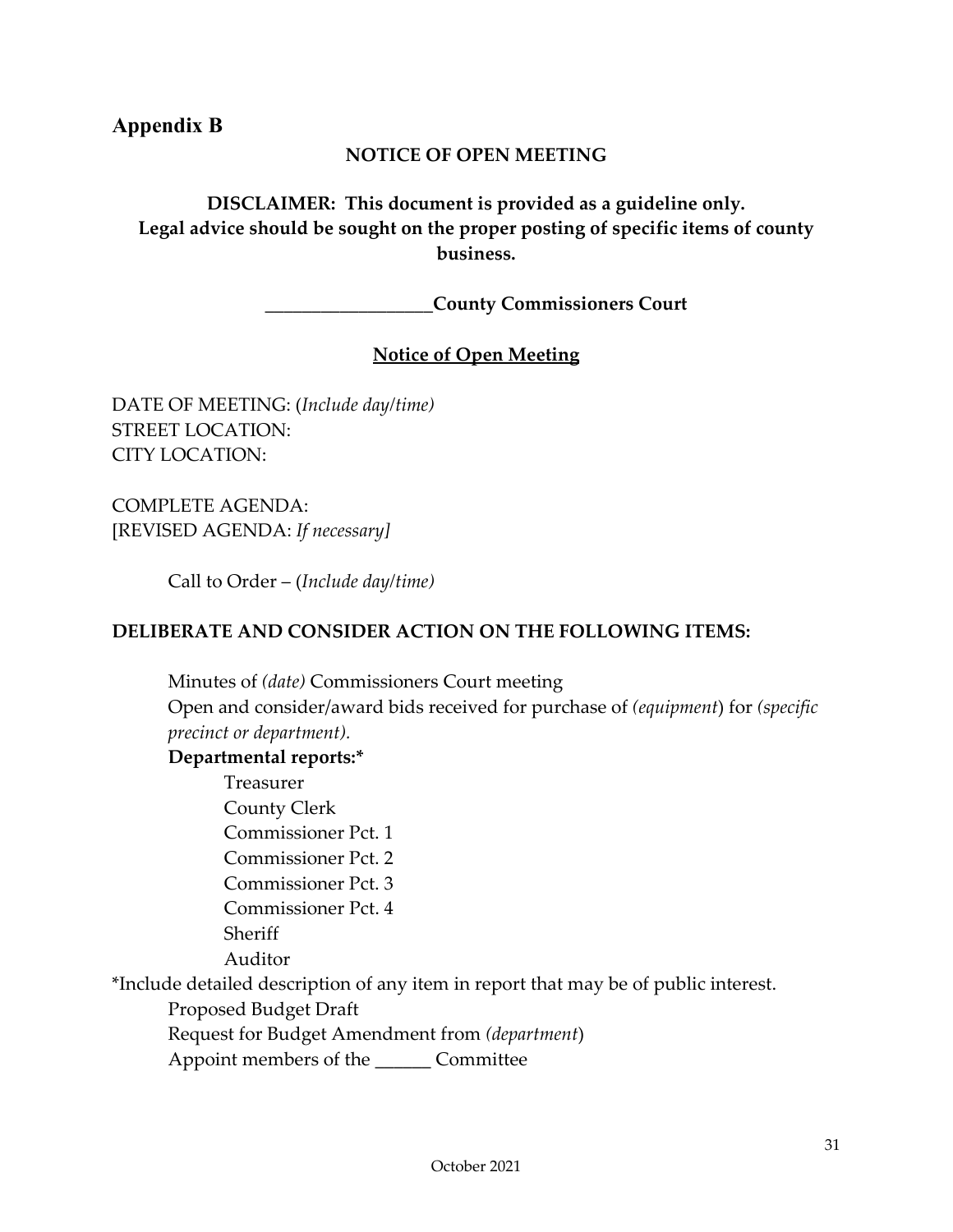## Appendix B

**NOTICE OF OPEN MEETING**

**DISCLAIMER: This document is provided as a guideline only. Legal advice should be sought on the proper posting of specific items of county business.**

**__________________County Commissioners Court**

**Notice of Open Meeting**

DATE OF MEETING: (*Include day/time)*
STREET LOCATION:
CITY LOCATION:

COMPLETE AGENDA:
[REVISED AGENDA: *If necessary]*

Call to Order – (*Include day/time)*

**DELIBERATE AND CONSIDER ACTION ON THE FOLLOWING ITEMS:**

Minutes of *(date)* Commissioners Court meeting
Open and consider/award bids received for purchase of *(equipment*) for *(specific precinct or department).*
**Departmental reports:***
- Treasurer
- County Clerk
- Commissioner Pct. 1
- Commissioner Pct. 2
- Commissioner Pct. 3
- Commissioner Pct. 4
- Sheriff
- Auditor

*Include detailed description of any item in report that may be of public interest.
Proposed Budget Draft
Request for Budget Amendment from *(department*)
Appoint members of the ______ Committee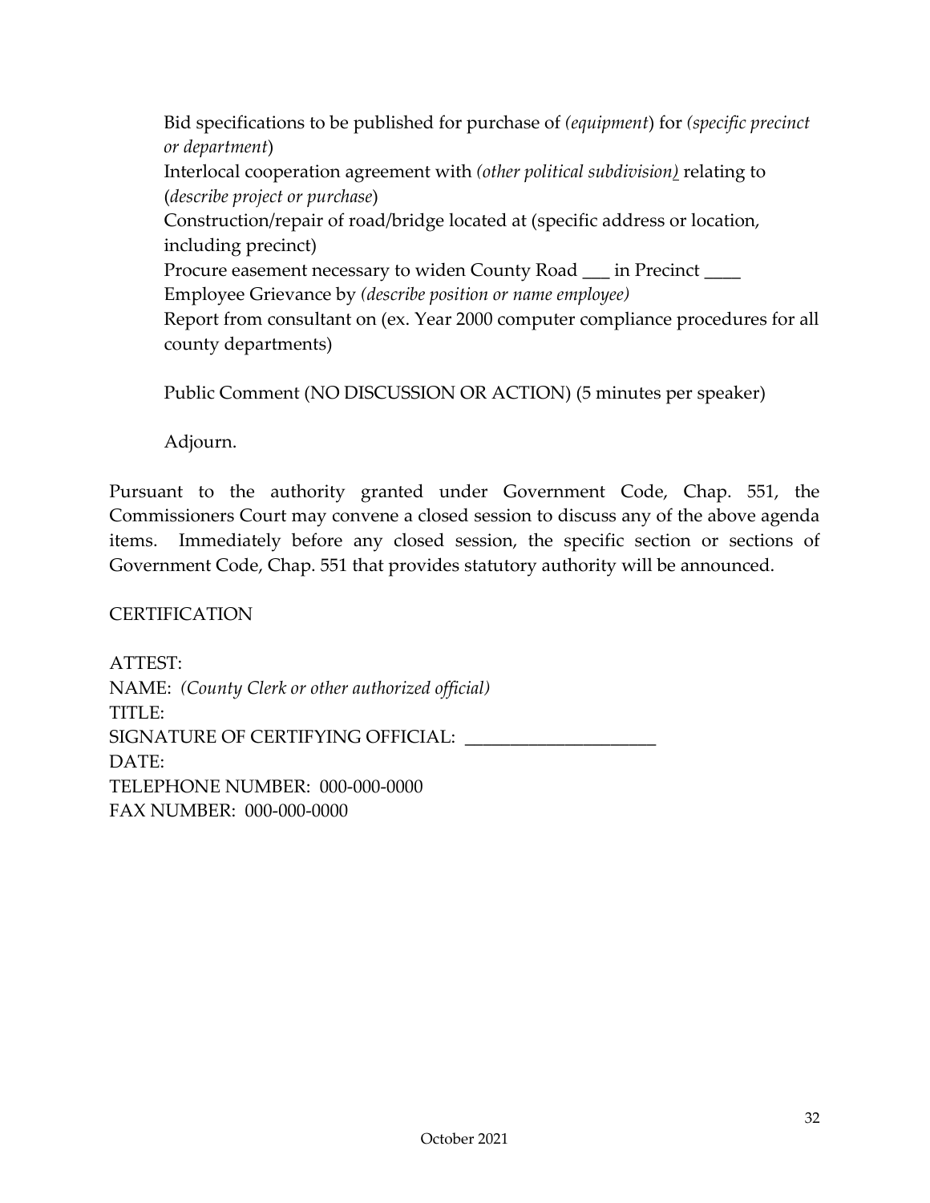Bid specifications to be published for purchase of *(equipment*) for *(specific precinct or department*)

Interlocal cooperation agreement with *(other political subdivision)* relating to (*describe project or purchase*)

Construction/repair of road/bridge located at (specific address or location, including precinct)

Procure easement necessary to widen County Road ___ in Precinct ____

Employee Grievance by *(describe position or name employee)*

Report from consultant on (ex. Year 2000 computer compliance procedures for all county departments)

Public Comment (NO DISCUSSION OR ACTION) (5 minutes per speaker)

Adjourn.

Pursuant to the authority granted under Government Code, Chap. 551, the Commissioners Court may convene a closed session to discuss any of the above agenda items. Immediately before any closed session, the specific section or sections of Government Code, Chap. 551 that provides statutory authority will be announced.

CERTIFICATION

ATTEST:
NAME: *(County Clerk or other authorized official)*
TITLE:
SIGNATURE OF CERTIFYING OFFICIAL: ______________________
DATE:
TELEPHONE NUMBER: 000-000-0000
FAX NUMBER: 000-000-0000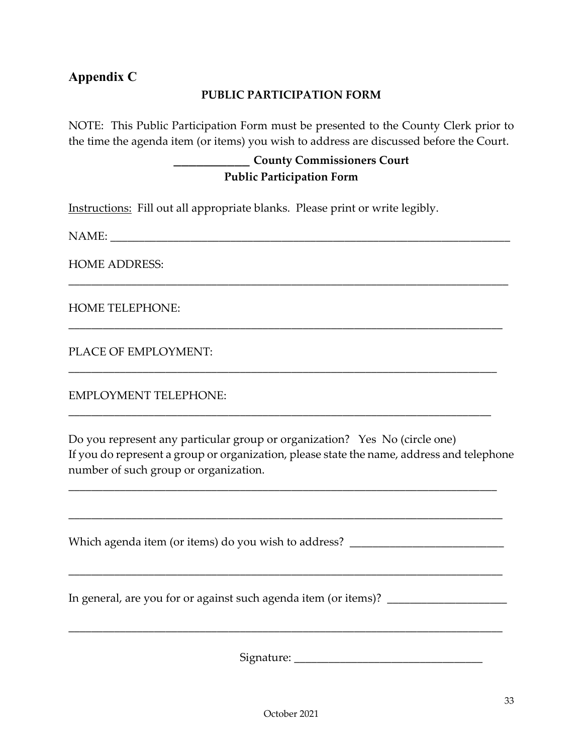## Appendix C

**PUBLIC PARTICIPATION FORM**

NOTE: This Public Participation Form must be presented to the County Clerk prior to the time the agenda item (or items) you wish to address are discussed before the Court.

**_____________ County Commissioners Court**
**Public Participation Form**

Instructions: Fill out all appropriate blanks. Please print or write legibly.

NAME: ___________________________________________________________________________

HOME ADDRESS:
_________________________________________________________________________________

HOME TELEPHONE:
_________________________________________________________________________________

PLACE OF EMPLOYMENT:
_________________________________________________________________________________

EMPLOYMENT TELEPHONE:
_________________________________________________________________________________

Do you represent any particular group or organization? Yes No (circle one)
If you do represent a group or organization, please state the name, address and telephone number of such group or organization.

_________________________________________________________________________________

_________________________________________________________________________________

Which agenda item (or items) do you wish to address? ___________________________

_________________________________________________________________________________

In general, are you for or against such agenda item (or items)? _____________________

_________________________________________________________________________________

Signature: __________________________________

October 2021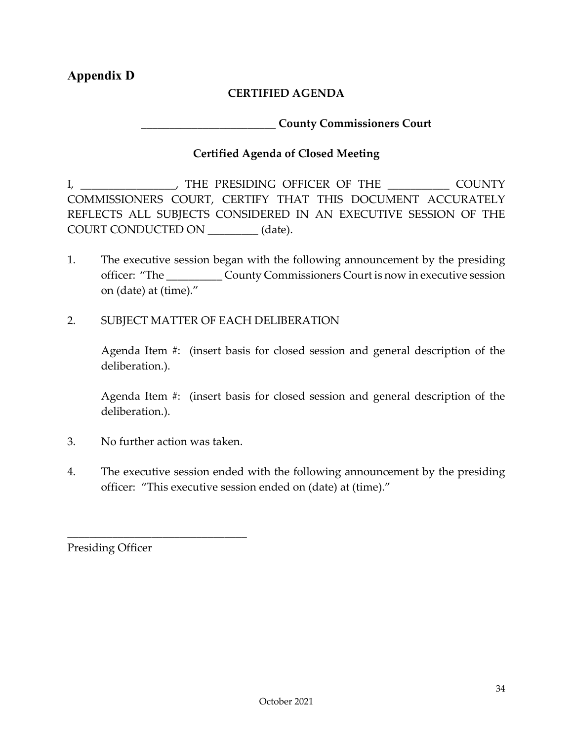## Appendix D

**CERTIFIED AGENDA**

**________________________ County Commissioners Court**

**Certified Agenda of Closed Meeting**

I, _________________, THE PRESIDING OFFICER OF THE ___________ COUNTY COMMISSIONERS COURT, CERTIFY THAT THIS DOCUMENT ACCURATELY REFLECTS ALL SUBJECTS CONSIDERED IN AN EXECUTIVE SESSION OF THE COURT CONDUCTED ON _________ (date).

1. The executive session began with the following announcement by the presiding officer: "The __________ County Commissioners Court is now in executive session on (date) at (time)."

2. SUBJECT MATTER OF EACH DELIBERATION

   Agenda Item #: (insert basis for closed session and general description of the deliberation.).

   Agenda Item #: (insert basis for closed session and general description of the deliberation.).

3. No further action was taken.

4. The executive session ended with the following announcement by the presiding officer: "This executive session ended on (date) at (time)."

________________________________
Presiding Officer

October 2021